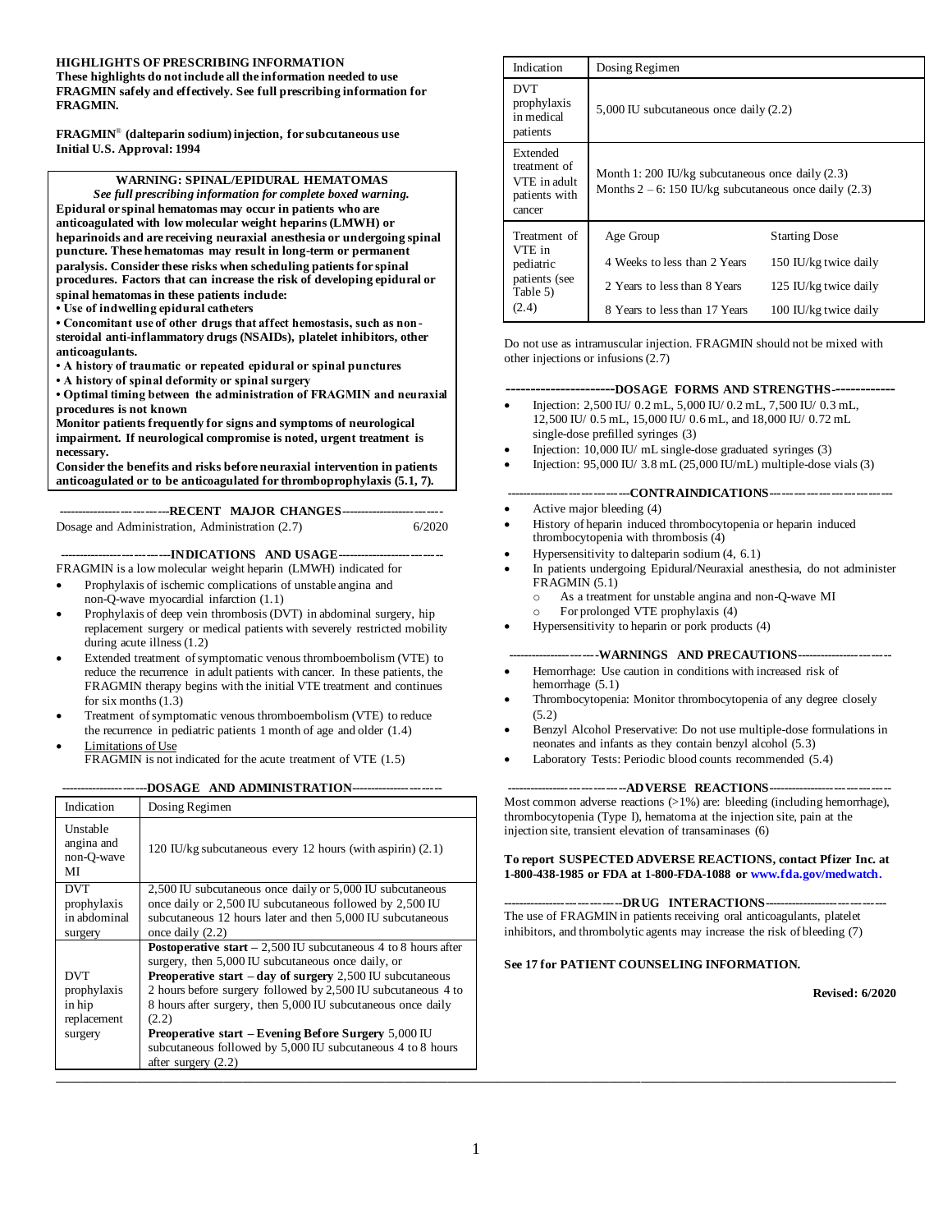**HIGHLIGHTS OF PRESCRIBING INFORMATION**
**These highlights do not include all the information needed to use FRAGMIN safely and effectively. See full prescribing information for FRAGMIN.**

**FRAGMIN® (dalteparin sodium) injection, for subcutaneous use**
**Initial U.S. Approval: 1994**

> **WARNING: SPINAL/EPIDURAL HEMATOMAS**
> ***See full prescribing information for complete boxed warning.***
> **Epidural or spinal hematomas may occur in patients who are anticoagulated with low molecular weight heparins (LMWH) or heparinoids and are receiving neuraxial anesthesia or undergoing spinal puncture. These hematomas may result in long-term or permanent paralysis. Consider these risks when scheduling patients for spinal procedures. Factors that can increase the risk of developing epidural or spinal hematomas in these patients include:**
> - **Use of indwelling epidural catheters**
> - **Concomitant use of other drugs that affect hemostasis, such as non-steroidal anti-inflammatory drugs (NSAIDs), platelet inhibitors, other anticoagulants.**
> - **A history of traumatic or repeated epidural or spinal punctures**
> - **A history of spinal deformity or spinal surgery**
> - **Optimal timing between the administration of FRAGMIN and neuraxial procedures is not known**
>
> **Monitor patients frequently for signs and symptoms of neurological impairment. If neurological compromise is noted, urgent treatment is necessary.**
> **Consider the benefits and risks before neuraxial intervention in patients anticoagulated or to be anticoagulated for thromboprophylaxis (5.1, 7).**

**RECENT MAJOR CHANGES**

Dosage and Administration, Administration (2.7) 6/2020

**INDICATIONS AND USAGE**

FRAGMIN is a low molecular weight heparin (LMWH) indicated for

- Prophylaxis of ischemic complications of unstable angina and non-Q-wave myocardial infarction (1.1)
- Prophylaxis of deep vein thrombosis (DVT) in abdominal surgery, hip replacement surgery or medical patients with severely restricted mobility during acute illness (1.2)
- Extended treatment of symptomatic venous thromboembolism (VTE) to reduce the recurrence in adult patients with cancer. In these patients, the FRAGMIN therapy begins with the initial VTE treatment and continues for six months (1.3)
- Treatment of symptomatic venous thromboembolism (VTE) to reduce the recurrence in pediatric patients 1 month of age and older (1.4)
- Limitations of Use
  FRAGMIN is not indicated for the acute treatment of VTE (1.5)

**DOSAGE AND ADMINISTRATION**

| Indication | Dosing Regimen | |
|---|---|---|
| Unstable angina and non-Q-wave MI | 120 IU/kg subcutaneous every 12 hours (with aspirin) (2.1) | |
| DVT prophylaxis in abdominal surgery | 2,500 IU subcutaneous once daily or 5,000 IU subcutaneous once daily or 2,500 IU subcutaneous followed by 2,500 IU subcutaneous 12 hours later and then 5,000 IU subcutaneous once daily (2.2) | |
| DVT prophylaxis in hip replacement surgery | **Postoperative start –** 2,500 IU subcutaneous 4 to 8 hours after surgery, then 5,000 IU subcutaneous once daily, or **Preoperative start – day of surgery** 2,500 IU subcutaneous 2 hours before surgery followed by 2,500 IU subcutaneous 4 to 8 hours after surgery, then 5,000 IU subcutaneous once daily (2.2) **Preoperative start – Evening Before Surgery** 5,000 IU subcutaneous followed by 5,000 IU subcutaneous 4 to 8 hours after surgery (2.2) | |
| DVT prophylaxis in medical patients | 5,000 IU subcutaneous once daily (2.2) | |
| Extended treatment of VTE in adult patients with cancer | Month 1: 200 IU/kg subcutaneous once daily (2.3) Months 2 – 6: 150 IU/kg subcutaneous once daily (2.3) | |
| Treatment of VTE in pediatric patients (see Table 5) (2.4) | Age Group | Starting Dose |
| | 4 Weeks to less than 2 Years | 150 IU/kg twice daily |
| | 2 Years to less than 8 Years | 125 IU/kg twice daily |
| | 8 Years to less than 17 Years | 100 IU/kg twice daily |

Do not use as intramuscular injection. FRAGMIN should not be mixed with other injections or infusions (2.7)

**DOSAGE FORMS AND STRENGTHS**

- Injection: 2,500 IU/ 0.2 mL, 5,000 IU/ 0.2 mL, 7,500 IU/ 0.3 mL, 12,500 IU/ 0.5 mL, 15,000 IU/ 0.6 mL, and 18,000 IU/ 0.72 mL single-dose prefilled syringes (3)
- Injection: 10,000 IU/ mL single-dose graduated syringes (3)
- Injection: 95,000 IU/ 3.8 mL (25,000 IU/mL) multiple-dose vials (3)

**CONTRAINDICATIONS**

- Active major bleeding (4)
- History of heparin induced thrombocytopenia or heparin induced thrombocytopenia with thrombosis (4)
- Hypersensitivity to dalteparin sodium (4, 6.1)
- In patients undergoing Epidural/Neuraxial anesthesia, do not administer FRAGMIN (5.1)
  - As a treatment for unstable angina and non-Q-wave MI
  - For prolonged VTE prophylaxis (4)
- Hypersensitivity to heparin or pork products (4)

**WARNINGS AND PRECAUTIONS**

- Hemorrhage: Use caution in conditions with increased risk of hemorrhage (5.1)
- Thrombocytopenia: Monitor thrombocytopenia of any degree closely (5.2)
- Benzyl Alcohol Preservative: Do not use multiple-dose formulations in neonates and infants as they contain benzyl alcohol (5.3)
- Laboratory Tests: Periodic blood counts recommended (5.4)

**ADVERSE REACTIONS**

Most common adverse reactions (>1%) are: bleeding (including hemorrhage), thrombocytopenia (Type I), hematoma at the injection site, pain at the injection site, transient elevation of transaminases (6)

**To report SUSPECTED ADVERSE REACTIONS, contact Pfizer Inc. at 1-800-438-1985 or FDA at 1-800-FDA-1088 or www.fda.gov/medwatch.**

**DRUG INTERACTIONS**

The use of FRAGMIN in patients receiving oral anticoagulants, platelet inhibitors, and thrombolytic agents may increase the risk of bleeding (7)

**See 17 for PATIENT COUNSELING INFORMATION.**

**Revised: 6/2020**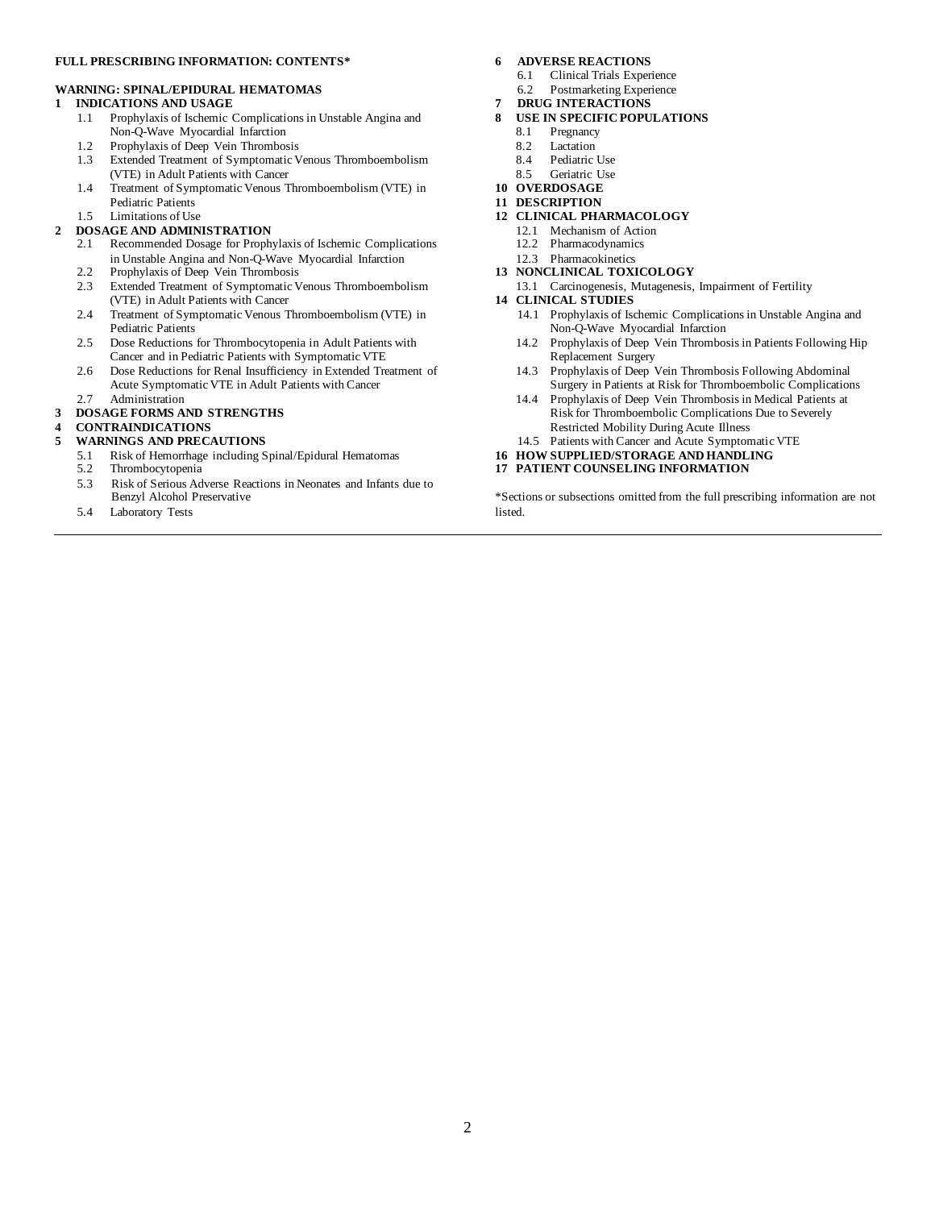**FULL PRESCRIBING INFORMATION: CONTENTS***

**WARNING: SPINAL/EPIDURAL HEMATOMAS**

**1 INDICATIONS AND USAGE**
- 1.1 Prophylaxis of Ischemic Complications in Unstable Angina and Non-Q-Wave Myocardial Infarction
- 1.2 Prophylaxis of Deep Vein Thrombosis
- 1.3 Extended Treatment of Symptomatic Venous Thromboembolism (VTE) in Adult Patients with Cancer
- 1.4 Treatment of Symptomatic Venous Thromboembolism (VTE) in Pediatric Patients
- 1.5 Limitations of Use

**2 DOSAGE AND ADMINISTRATION**
- 2.1 Recommended Dosage for Prophylaxis of Ischemic Complications in Unstable Angina and Non-Q-Wave Myocardial Infarction
- 2.2 Prophylaxis of Deep Vein Thrombosis
- 2.3 Extended Treatment of Symptomatic Venous Thromboembolism (VTE) in Adult Patients with Cancer
- 2.4 Treatment of Symptomatic Venous Thromboembolism (VTE) in Pediatric Patients
- 2.5 Dose Reductions for Thrombocytopenia in Adult Patients with Cancer and in Pediatric Patients with Symptomatic VTE
- 2.6 Dose Reductions for Renal Insufficiency in Extended Treatment of Acute Symptomatic VTE in Adult Patients with Cancer
- 2.7 Administration

**3 DOSAGE FORMS AND STRENGTHS**

**4 CONTRAINDICATIONS**

**5 WARNINGS AND PRECAUTIONS**
- 5.1 Risk of Hemorrhage including Spinal/Epidural Hematomas
- 5.2 Thrombocytopenia
- 5.3 Risk of Serious Adverse Reactions in Neonates and Infants due to Benzyl Alcohol Preservative
- 5.4 Laboratory Tests

**6 ADVERSE REACTIONS**
- 6.1 Clinical Trials Experience
- 6.2 Postmarketing Experience

**7 DRUG INTERACTIONS**

**8 USE IN SPECIFIC POPULATIONS**
- 8.1 Pregnancy
- 8.2 Lactation
- 8.4 Pediatric Use
- 8.5 Geriatric Use

**10 OVERDOSAGE**

**11 DESCRIPTION**

**12 CLINICAL PHARMACOLOGY**
- 12.1 Mechanism of Action
- 12.2 Pharmacodynamics
- 12.3 Pharmacokinetics

**13 NONCLINICAL TOXICOLOGY**
- 13.1 Carcinogenesis, Mutagenesis, Impairment of Fertility

**14 CLINICAL STUDIES**
- 14.1 Prophylaxis of Ischemic Complications in Unstable Angina and Non-Q-Wave Myocardial Infarction
- 14.2 Prophylaxis of Deep Vein Thrombosis in Patients Following Hip Replacement Surgery
- 14.3 Prophylaxis of Deep Vein Thrombosis Following Abdominal Surgery in Patients at Risk for Thromboembolic Complications
- 14.4 Prophylaxis of Deep Vein Thrombosis in Medical Patients at Risk for Thromboembolic Complications Due to Severely Restricted Mobility During Acute Illness
- 14.5 Patients with Cancer and Acute Symptomatic VTE

**16 HOW SUPPLIED/STORAGE AND HANDLING**

**17 PATIENT COUNSELING INFORMATION**

*Sections or subsections omitted from the full prescribing information are not listed.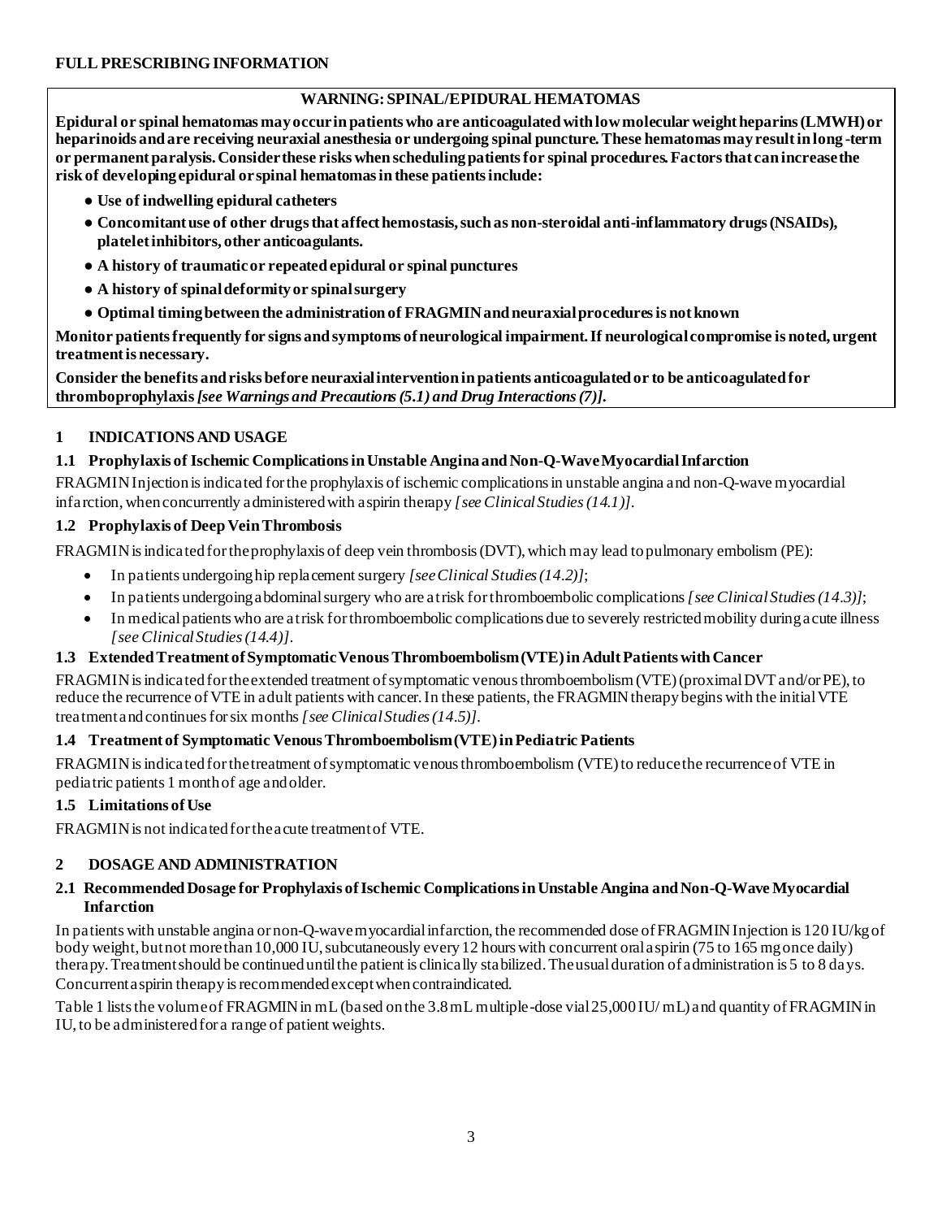**FULL PRESCRIBING INFORMATION**

**WARNING: SPINAL/EPIDURAL HEMATOMAS**

**Epidural or spinal hematomas may occur in patients who are anticoagulated with low molecular weight heparins (LMWH) or heparinoids and are receiving neuraxial anesthesia or undergoing spinal puncture. These hematomas may result in long-term or permanent paralysis. Consider these risks when scheduling patients for spinal procedures. Factors that can increase the risk of developing epidural or spinal hematomas in these patients include:**

- **Use of indwelling epidural catheters**
- **Concomitant use of other drugs that affect hemostasis, such as non-steroidal anti-inflammatory drugs (NSAIDs), platelet inhibitors, other anticoagulants.**
- **A history of traumatic or repeated epidural or spinal punctures**
- **A history of spinal deformity or spinal surgery**
- **Optimal timing between the administration of FRAGMIN and neuraxial procedures is not known**

**Monitor patients frequently for signs and symptoms of neurological impairment. If neurological compromise is noted, urgent treatment is necessary.**

**Consider the benefits and risks before neuraxial intervention in patients anticoagulated or to be anticoagulated for thromboprophylaxis** ***[see Warnings and Precautions (5.1) and Drug Interactions (7)].***

## 1 INDICATIONS AND USAGE

### 1.1 Prophylaxis of Ischemic Complications in Unstable Angina and Non-Q-Wave Myocardial Infarction

FRAGMIN Injection is indicated for the prophylaxis of ischemic complications in unstable angina and non-Q-wave myocardial infarction, when concurrently administered with aspirin therapy *[see Clinical Studies (14.1)]*.

### 1.2 Prophylaxis of Deep Vein Thrombosis

FRAGMIN is indicated for the prophylaxis of deep vein thrombosis (DVT), which may lead to pulmonary embolism (PE):

- In patients undergoing hip replacement surgery *[see Clinical Studies (14.2)]*;
- In patients undergoing abdominal surgery who are at risk for thromboembolic complications *[see Clinical Studies (14.3)]*;
- In medical patients who are at risk for thromboembolic complications due to severely restricted mobility during acute illness *[see Clinical Studies (14.4)]*.

### 1.3 Extended Treatment of Symptomatic Venous Thromboembolism (VTE) in Adult Patients with Cancer

FRAGMIN is indicated for the extended treatment of symptomatic venous thromboembolism (VTE) (proximal DVT and/or PE), to reduce the recurrence of VTE in adult patients with cancer. In these patients, the FRAGMIN therapy begins with the initial VTE treatment and continues for six months *[see Clinical Studies (14.5)]*.

### 1.4 Treatment of Symptomatic Venous Thromboembolism (VTE) in Pediatric Patients

FRAGMIN is indicated for the treatment of symptomatic venous thromboembolism (VTE) to reduce the recurrence of VTE in pediatric patients 1 month of age and older.

### 1.5 Limitations of Use

FRAGMIN is not indicated for the acute treatment of VTE.

## 2 DOSAGE AND ADMINISTRATION

### 2.1 Recommended Dosage for Prophylaxis of Ischemic Complications in Unstable Angina and Non-Q-Wave Myocardial Infarction

In patients with unstable angina or non-Q-wave myocardial infarction, the recommended dose of FRAGMIN Injection is 120 IU/kg of body weight, but not more than 10,000 IU, subcutaneously every 12 hours with concurrent oral aspirin (75 to 165 mg once daily) therapy. Treatment should be continued until the patient is clinically stabilized. The usual duration of administration is 5 to 8 days. Concurrent aspirin therapy is recommended except when contraindicated.

Table 1 lists the volume of FRAGMIN in mL (based on the 3.8 mL multiple-dose vial 25,000 IU/ mL) and quantity of FRAGMIN in IU, to be administered for a range of patient weights.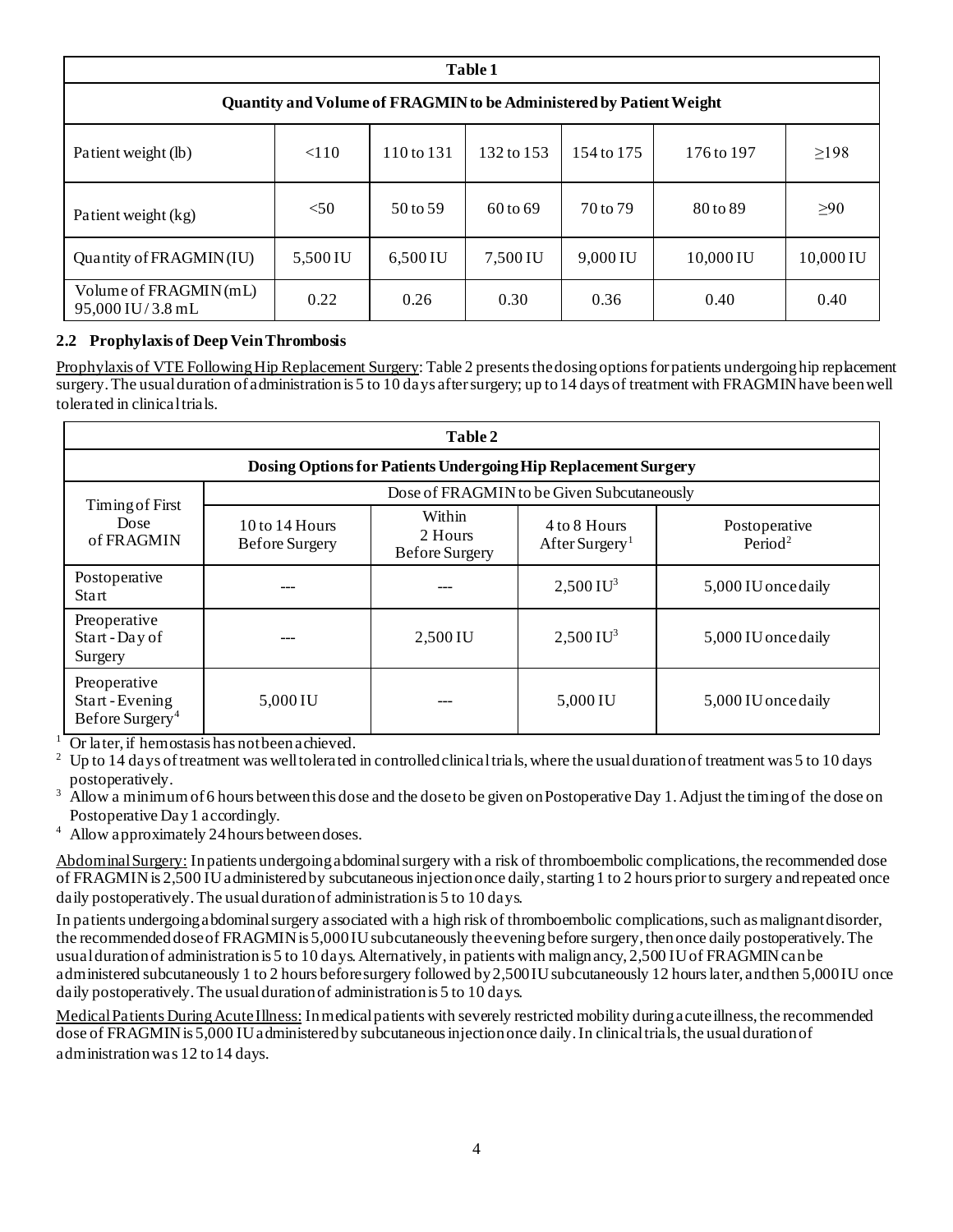| Table 1 | | | | | | |
|---|---|---|---|---|---|---|
| **Quantity and Volume of FRAGMIN to be Administered by Patient Weight** | | | | | | |
| Patient weight (lb) | <110 | 110 to 131 | 132 to 153 | 154 to 175 | 176 to 197 | ≥198 |
| Patient weight (kg) | <50 | 50 to 59 | 60 to 69 | 70 to 79 | 80 to 89 | ≥90 |
| Quantity of FRAGMIN (IU) | 5,500 IU | 6,500 IU | 7,500 IU | 9,000 IU | 10,000 IU | 10,000 IU |
| Volume of FRAGMIN (mL) 95,000 IU / 3.8 mL | 0.22 | 0.26 | 0.30 | 0.36 | 0.40 | 0.40 |

### 2.2 Prophylaxis of Deep Vein Thrombosis

Prophylaxis of VTE Following Hip Replacement Surgery: Table 2 presents the dosing options for patients undergoing hip replacement surgery. The usual duration of administration is 5 to 10 days after surgery; up to 14 days of treatment with FRAGMIN have been well tolerated in clinical trials.

| Table 2 | | | | |
|---|---|---|---|---|
| **Dosing Options for Patients Undergoing Hip Replacement Surgery** | | | | |
| Timing of First Dose of FRAGMIN | Dose of FRAGMIN to be Given Subcutaneously | | | |
| | 10 to 14 Hours Before Surgery | Within 2 Hours Before Surgery | 4 to 8 Hours After Surgery[1] | Postoperative Period[2] |
| Postoperative Start | --- | --- | 2,500 IU[3] | 5,000 IU once daily |
| Preoperative Start - Day of Surgery | --- | 2,500 IU | 2,500 IU[3] | 5,000 IU once daily |
| Preoperative Start - Evening Before Surgery[4] | 5,000 IU | --- | 5,000 IU | 5,000 IU once daily |

[1] Or later, if hemostasis has not been achieved.
[2] Up to 14 days of treatment was well tolerated in controlled clinical trials, where the usual duration of treatment was 5 to 10 days postoperatively.
[3] Allow a minimum of 6 hours between this dose and the dose to be given on Postoperative Day 1. Adjust the timing of the dose on Postoperative Day 1 accordingly.
[4] Allow approximately 24 hours between doses.

Abdominal Surgery: In patients undergoing abdominal surgery with a risk of thromboembolic complications, the recommended dose of FRAGMIN is 2,500 IU administered by subcutaneous injection once daily, starting 1 to 2 hours prior to surgery and repeated once daily postoperatively. The usual duration of administration is 5 to 10 days.

In patients undergoing abdominal surgery associated with a high risk of thromboembolic complications, such as malignant disorder, the recommended dose of FRAGMIN is 5,000 IU subcutaneously the evening before surgery, then once daily postoperatively. The usual duration of administration is 5 to 10 days. Alternatively, in patients with malignancy, 2,500 IU of FRAGMIN can be administered subcutaneously 1 to 2 hours before surgery followed by 2,500 IU subcutaneously 12 hours later, and then 5,000 IU once daily postoperatively. The usual duration of administration is 5 to 10 days.

Medical Patients During Acute Illness: In medical patients with severely restricted mobility during acute illness, the recommended dose of FRAGMIN is 5,000 IU administered by subcutaneous injection once daily. In clinical trials, the usual duration of administration was 12 to 14 days.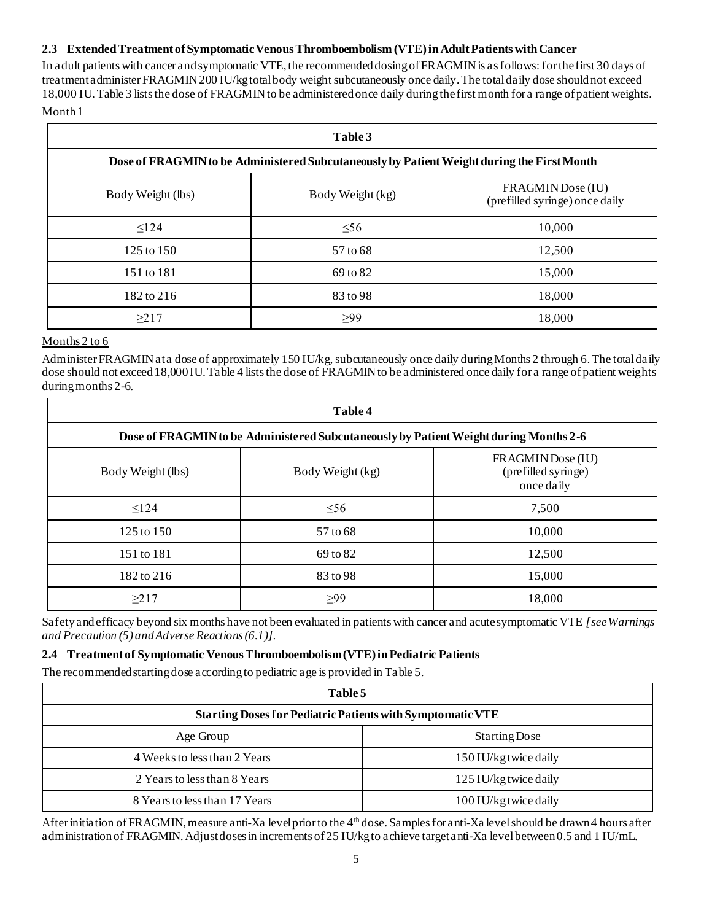### 2.3 Extended Treatment of Symptomatic Venous Thromboembolism (VTE) in Adult Patients with Cancer

In adult patients with cancer and symptomatic VTE, the recommended dosing of FRAGMIN is as follows: for the first 30 days of treatment administer FRAGMIN 200 IU/kg total body weight subcutaneously once daily. The total daily dose should not exceed 18,000 IU. Table 3 lists the dose of FRAGMIN to be administered once daily during the first month for a range of patient weights.

Month 1

| Table 3 | | |
|---|---|---|
| **Dose of FRAGMIN to be Administered Subcutaneously by Patient Weight during the First Month** | | |
| Body Weight (lbs) | Body Weight (kg) | FRAGMIN Dose (IU) (prefilled syringe) once daily |
| ≤124 | ≤56 | 10,000 |
| 125 to 150 | 57 to 68 | 12,500 |
| 151 to 181 | 69 to 82 | 15,000 |
| 182 to 216 | 83 to 98 | 18,000 |
| ≥217 | ≥99 | 18,000 |

Months 2 to 6

Administer FRAGMIN at a dose of approximately 150 IU/kg, subcutaneously once daily during Months 2 through 6. The total daily dose should not exceed 18,000 IU. Table 4 lists the dose of FRAGMIN to be administered once daily for a range of patient weights during months 2-6.

| Table 4 | | |
|---|---|---|
| **Dose of FRAGMIN to be Administered Subcutaneously by Patient Weight during Months 2-6** | | |
| Body Weight (lbs) | Body Weight (kg) | FRAGMIN Dose (IU) (prefilled syringe) once daily |
| ≤124 | ≤56 | 7,500 |
| 125 to 150 | 57 to 68 | 10,000 |
| 151 to 181 | 69 to 82 | 12,500 |
| 182 to 216 | 83 to 98 | 15,000 |
| ≥217 | ≥99 | 18,000 |

Safety and efficacy beyond six months have not been evaluated in patients with cancer and acute symptomatic VTE *[see Warnings and Precaution (5) and Adverse Reactions (6.1)]*.

### 2.4 Treatment of Symptomatic Venous Thromboembolism (VTE) in Pediatric Patients

The recommended starting dose according to pediatric age is provided in Table 5.

| Table 5 | |
|---|---|
| **Starting Doses for Pediatric Patients with Symptomatic VTE** | |
| Age Group | Starting Dose |
| 4 Weeks to less than 2 Years | 150 IU/kg twice daily |
| 2 Years to less than 8 Years | 125 IU/kg twice daily |
| 8 Years to less than 17 Years | 100 IU/kg twice daily |

After initiation of FRAGMIN, measure anti-Xa level prior to the 4th dose. Samples for anti-Xa level should be drawn 4 hours after administration of FRAGMIN. Adjust doses in increments of 25 IU/kg to achieve target anti-Xa level between 0.5 and 1 IU/mL.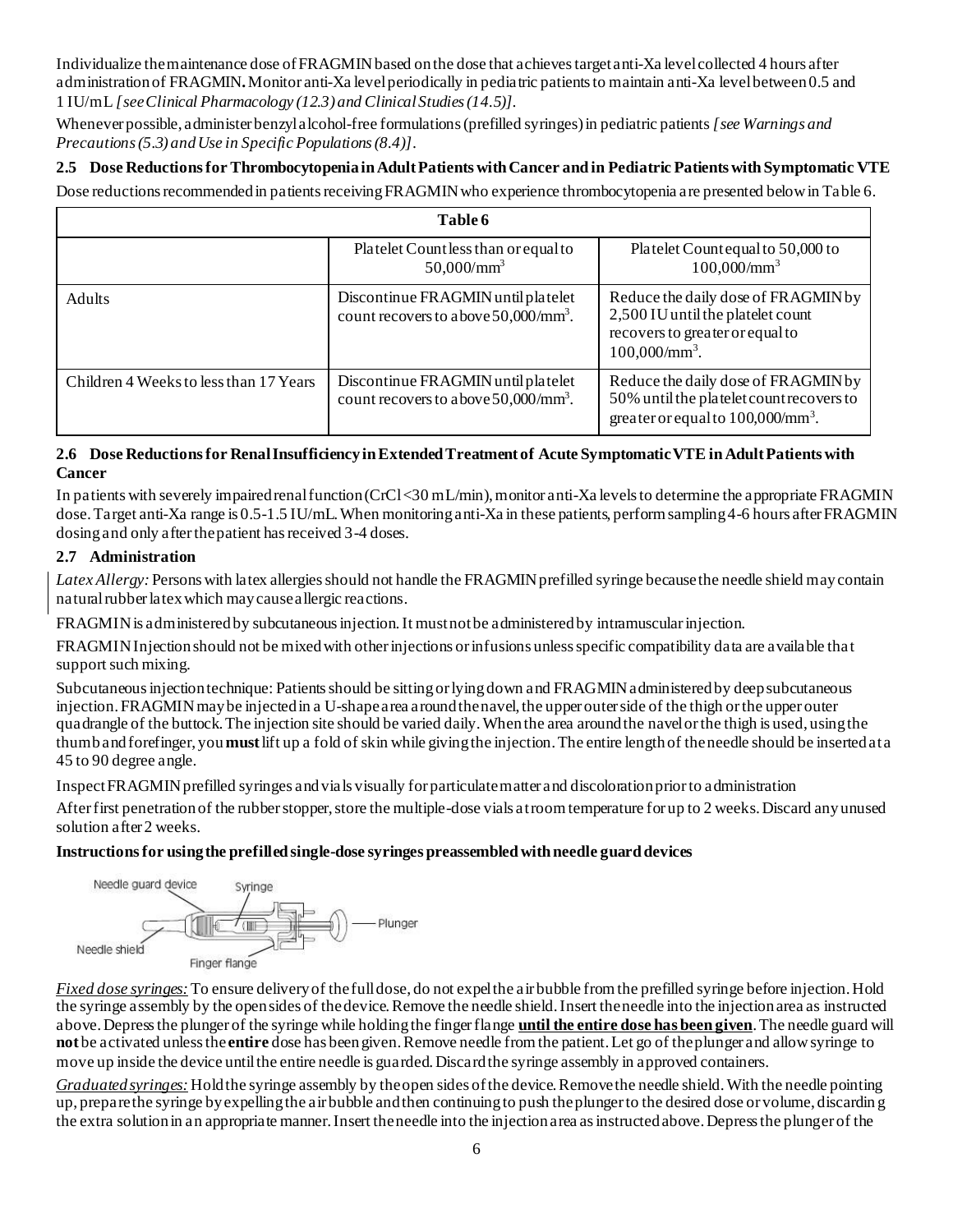Individualize the maintenance dose of FRAGMIN based on the dose that achieves target anti-Xa level collected 4 hours after administration of FRAGMIN**.** Monitor anti-Xa level periodically in pediatric patients to maintain anti-Xa level between 0.5 and 1 IU/mL *[see Clinical Pharmacology (12.3) and Clinical Studies (14.5)]*.

Whenever possible, administer benzyl alcohol-free formulations (prefilled syringes) in pediatric patients *[see Warnings and Precautions (5.3) and Use in Specific Populations (8.4)]*.

### 2.5 Dose Reductions for Thrombocytopenia in Adult Patients with Cancer and in Pediatric Patients with Symptomatic VTE

Dose reductions recommended in patients receiving FRAGMIN who experience thrombocytopenia are presented below in Table 6.

**Table 6**

| | Platelet Count less than or equal to $50,000/mm^3$ | Platelet Count equal to 50,000 to $100,000/mm^3$ |
|---|---|---|
| Adults | Discontinue FRAGMIN until platelet count recovers to above $50,000/mm^3$. | Reduce the daily dose of FRAGMIN by 2,500 IU until the platelet count recovers to greater or equal to $100,000/mm^3$. |
| Children 4 Weeks to less than 17 Years | Discontinue FRAGMIN until platelet count recovers to above $50,000/mm^3$. | Reduce the daily dose of FRAGMIN by 50% until the platelet count recovers to greater or equal to $100,000/mm^3$. |

### 2.6 Dose Reductions for Renal Insufficiency in Extended Treatment of Acute Symptomatic VTE in Adult Patients with Cancer

In patients with severely impaired renal function (CrCl <30 mL/min), monitor anti-Xa levels to determine the appropriate FRAGMIN dose. Target anti-Xa range is 0.5-1.5 IU/mL. When monitoring anti-Xa in these patients, perform sampling 4-6 hours after FRAGMIN dosing and only after the patient has received 3-4 doses.

### 2.7 Administration

*Latex Allergy:* Persons with latex allergies should not handle the FRAGMIN prefilled syringe because the needle shield may contain natural rubber latex which may cause allergic reactions.

FRAGMIN is administered by subcutaneous injection. It must not be administered by intramuscular injection.

FRAGMIN Injection should not be mixed with other injections or infusions unless specific compatibility data are available that support such mixing.

Subcutaneous injection technique: Patients should be sitting or lying down and FRAGMIN administered by deep subcutaneous injection. FRAGMIN may be injected in a U-shape area around the navel, the upper outer side of the thigh or the upper outer quadrangle of the buttock. The injection site should be varied daily. When the area around the navel or the thigh is used, using the thumb and forefinger, you **must** lift up a fold of skin while giving the injection. The entire length of the needle should be inserted at a 45 to 90 degree angle.

Inspect FRAGMIN prefilled syringes and vials visually for particulate matter and discoloration prior to administration

After first penetration of the rubber stopper, store the multiple-dose vials at room temperature for up to 2 weeks. Discard any unused solution after 2 weeks.

**Instructions for using the prefilled single-dose syringes preassembled with needle guard devices**

Needle guard device, Syringe, Plunger, Needle shield, Finger flange

*Fixed dose syringes:* To ensure delivery of the full dose, do not expel the air bubble from the prefilled syringe before injection. Hold the syringe assembly by the open sides of the device. Remove the needle shield. Insert the needle into the injection area as instructed above. Depress the plunger of the syringe while holding the finger flange **until the entire dose has been given**. The needle guard will **not** be activated unless the **entire** dose has been given. Remove needle from the patient. Let go of the plunger and allow syringe to move up inside the device until the entire needle is guarded. Discard the syringe assembly in approved containers.

*Graduated syringes:* Hold the syringe assembly by the open sides of the device. Remove the needle shield. With the needle pointing up, prepare the syringe by expelling the air bubble and then continuing to push the plunger to the desired dose or volume, discarding the extra solution in an appropriate manner. Insert the needle into the injection area as instructed above. Depress the plunger of the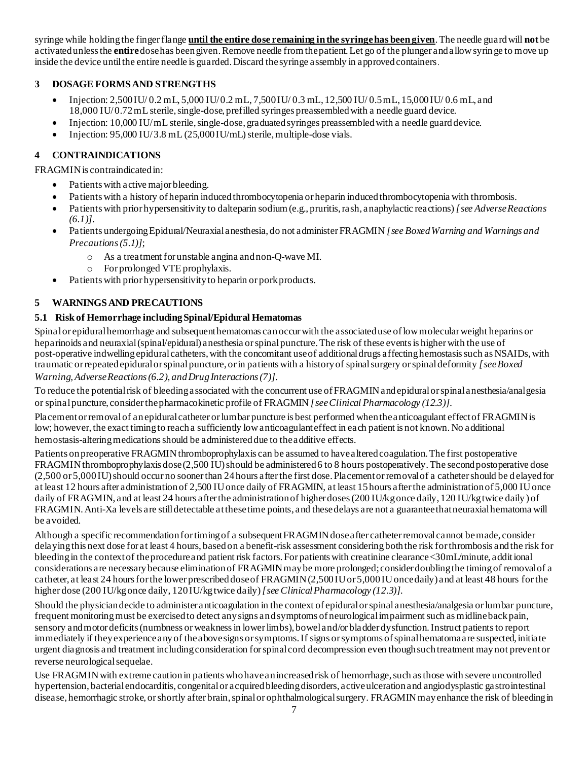syringe while holding the finger flange **until the entire dose remaining in the syringe has been given**. The needle guard will **not** be activated unless the **entire** dose has been given. Remove needle from the patient. Let go of the plunger and allow syringe to move up inside the device until the entire needle is guarded. Discard the syringe assembly in approved containers.

## 3 DOSAGE FORMS AND STRENGTHS

- Injection: 2,500 IU/ 0.2 mL, 5,000 IU/0.2 mL, 7,500 IU/ 0.3 mL, 12,500 IU/ 0.5 mL, 15,000 IU/ 0.6 mL, and 18,000 IU/0.72 mL sterile, single-dose, prefilled syringes preassembled with a needle guard device.
- Injection: 10,000 IU/mL sterile, single-dose, graduated syringes preassembled with a needle guard device.
- Injection: 95,000 IU/3.8 mL (25,000 IU/mL) sterile, multiple-dose vials.

## 4 CONTRAINDICATIONS

FRAGMIN is contraindicated in:

- Patients with active major bleeding.
- Patients with a history of heparin induced thrombocytopenia or heparin induced thrombocytopenia with thrombosis.
- Patients with prior hypersensitivity to dalteparin sodium (e.g., pruritis, rash, anaphylactic reactions) *[see Adverse Reactions (6.1)]*.
- Patients undergoing Epidural/Neuraxial anesthesia, do not administer FRAGMIN *[see Boxed Warning and Warnings and Precautions (5.1)]*;
  - As a treatment for unstable angina and non-Q-wave MI.
  - For prolonged VTE prophylaxis.
- Patients with prior hypersensitivity to heparin or pork products.

## 5 WARNINGS AND PRECAUTIONS

### 5.1 Risk of Hemorrhage including Spinal/Epidural Hematomas

Spinal or epidural hemorrhage and subsequent hematomas can occur with the associated use of low molecular weight heparins or heparinoids and neuraxial (spinal/epidural) anesthesia or spinal puncture. The risk of these events is higher with the use of post-operative indwelling epidural catheters, with the concomitant use of additional drugs affecting hemostasis such as NSAIDs, with traumatic or repeated epidural or spinal puncture, or in patients with a history of spinal surgery or spinal deformity *[see Boxed Warning, Adverse Reactions (6.2), and Drug Interactions (7)]*.

To reduce the potential risk of bleeding associated with the concurrent use of FRAGMIN and epidural or spinal anesthesia/analgesia or spinal puncture, consider the pharmacokinetic profile of FRAGMIN *[see Clinical Pharmacology (12.3)]*.

Placement or removal of an epidural catheter or lumbar puncture is best performed when the anticoagulant effect of FRAGMIN is low; however, the exact timing to reach a sufficiently low anticoagulant effect in each patient is not known. No additional hemostasis-altering medications should be administered due to the additive effects.

Patients on preoperative FRAGMIN thromboprophylaxis can be assumed to have altered coagulation. The first postoperative FRAGMIN thromboprophylaxis dose (2,500 IU) should be administered 6 to 8 hours postoperatively. The second postoperative dose (2,500 or 5,000 IU) should occur no sooner than 24 hours after the first dose. Placement or removal of a catheter should be delayed for at least 12 hours after administration of 2,500 IU once daily of FRAGMIN, at least 15 hours after the administration of 5,000 IU once daily of FRAGMIN, and at least 24 hours after the administration of higher doses (200 IU/kg once daily, 120 IU/kg twice daily) of FRAGMIN. Anti-Xa levels are still detectable at these time points, and these delays are not a guarantee that neuraxial hematoma will be avoided.

Although a specific recommendation for timing of a subsequent FRAGMIN dose after catheter removal cannot be made, consider delaying this next dose for at least 4 hours, based on a benefit-risk assessment considering both the risk for thrombosis and the risk for bleeding in the context of the procedure and patient risk factors. For patients with creatinine clearance <30mL/minute, additional considerations are necessary because elimination of FRAGMIN may be more prolonged; consider doubling the timing of removal of a catheter, at least 24 hours for the lower prescribed dose of FRAGMIN (2,500 IU or 5,000 IU once daily) and at least 48 hours for the higher dose (200 IU/kg once daily, 120 IU/kg twice daily) *[see Clinical Pharmacology (12.3)]*.

Should the physician decide to administer anticoagulation in the context of epidural or spinal anesthesia/analgesia or lumbar puncture, frequent monitoring must be exercised to detect any signs and symptoms of neurological impairment such as midline back pain, sensory and motor deficits (numbness or weakness in lower limbs), bowel and/or bladder dysfunction. Instruct patients to report immediately if they experience any of the above signs or symptoms. If signs or symptoms of spinal hematoma are suspected, initiate urgent diagnosis and treatment including consideration for spinal cord decompression even though such treatment may not prevent or reverse neurological sequelae.

Use FRAGMIN with extreme caution in patients who have an increased risk of hemorrhage, such as those with severe uncontrolled hypertension, bacterial endocarditis, congenital or acquired bleeding disorders, active ulceration and angiodysplastic gastrointestinal disease, hemorrhagic stroke, or shortly after brain, spinal or ophthalmological surgery. FRAGMIN may enhance the risk of bleeding in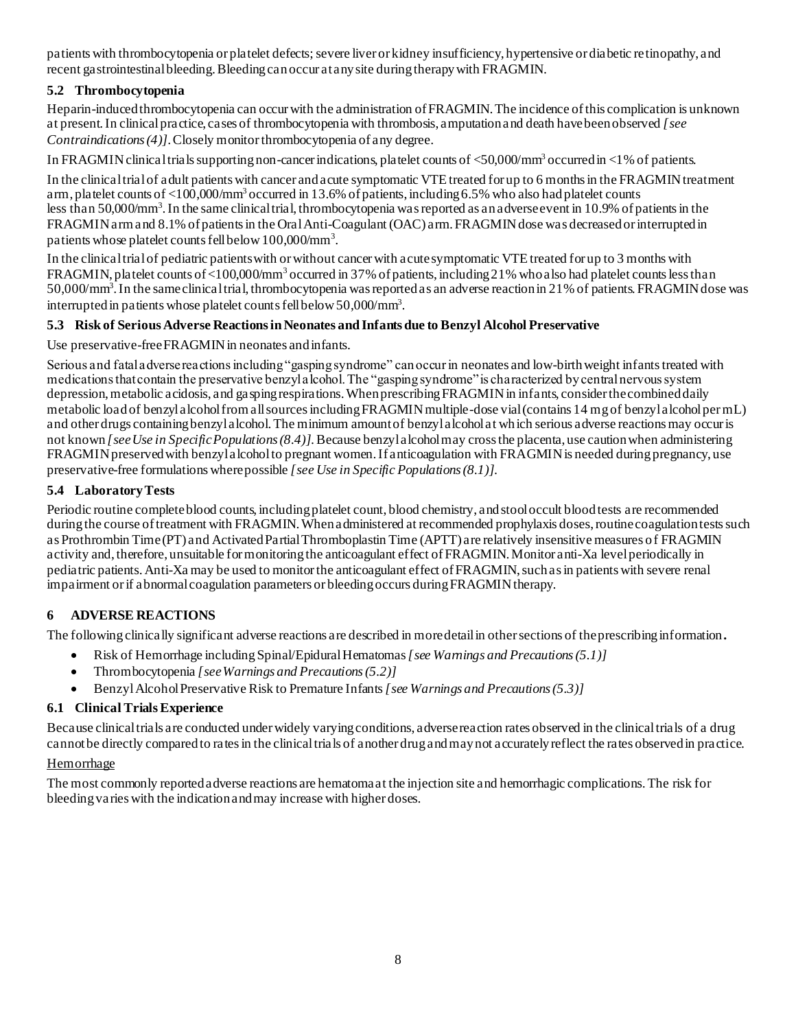patients with thrombocytopenia or platelet defects; severe liver or kidney insufficiency, hypertensive or diabetic retinopathy, and recent gastrointestinal bleeding. Bleeding can occur at any site during therapy with FRAGMIN.

### 5.2 Thrombocytopenia

Heparin-induced thrombocytopenia can occur with the administration of FRAGMIN. The incidence of this complication is unknown at present. In clinical practice, cases of thrombocytopenia with thrombosis, amputation and death have been observed *[see Contraindications (4)]*. Closely monitor thrombocytopenia of any degree.

In FRAGMIN clinical trials supporting non-cancer indications, platelet counts of <50,000/mm$^3$ occurred in <1% of patients.

In the clinical trial of adult patients with cancer and acute symptomatic VTE treated for up to 6 months in the FRAGMIN treatment arm, platelet counts of <100,000/mm$^3$ occurred in 13.6% of patients, including 6.5% who also had platelet counts less than 50,000/mm$^3$. In the same clinical trial, thrombocytopenia was reported as an adverse event in 10.9% of patients in the FRAGMIN arm and 8.1% of patients in the Oral Anti-Coagulant (OAC) arm. FRAGMIN dose was decreased or interrupted in patients whose platelet counts fell below 100,000/mm$^3$.

In the clinical trial of pediatric patients with or without cancer with acute symptomatic VTE treated for up to 3 months with FRAGMIN, platelet counts of <100,000/mm$^3$ occurred in 37% of patients, including 21% who also had platelet counts less than 50,000/mm$^3$. In the same clinical trial, thrombocytopenia was reported as an adverse reaction in 21% of patients. FRAGMIN dose was interrupted in patients whose platelet counts fell below 50,000/mm$^3$.

### 5.3 Risk of Serious Adverse Reactions in Neonates and Infants due to Benzyl Alcohol Preservative

Use preservative-free FRAGMIN in neonates and infants.

Serious and fatal adverse reactions including "gasping syndrome" can occur in neonates and low-birth weight infants treated with medications that contain the preservative benzyl alcohol. The "gasping syndrome" is characterized by central nervous system depression, metabolic acidosis, and gasping respirations. When prescribing FRAGMIN in infants, consider the combined daily metabolic load of benzyl alcohol from all sources including FRAGMIN multiple-dose vial (contains 14 mg of benzyl alcohol per mL) and other drugs containing benzyl alcohol. The minimum amount of benzyl alcohol at which serious adverse reactions may occur is not known *[see Use in Specific Populations (8.4)]*. Because benzyl alcohol may cross the placenta, use caution when administering FRAGMIN preserved with benzyl alcohol to pregnant women. If anticoagulation with FRAGMIN is needed during pregnancy, use preservative-free formulations where possible *[see Use in Specific Populations (8.1)]*.

### 5.4 Laboratory Tests

Periodic routine complete blood counts, including platelet count, blood chemistry, and stool occult blood tests are recommended during the course of treatment with FRAGMIN. When administered at recommended prophylaxis doses, routine coagulation tests such as Prothrombin Time (PT) and Activated Partial Thromboplastin Time (APTT) are relatively insensitive measures of FRAGMIN activity and, therefore, unsuitable for monitoring the anticoagulant effect of FRAGMIN. Monitor anti-Xa level periodically in pediatric patients. Anti-Xa may be used to monitor the anticoagulant effect of FRAGMIN, such as in patients with severe renal impairment or if abnormal coagulation parameters or bleeding occurs during FRAGMIN therapy.

## 6 ADVERSE REACTIONS

The following clinically significant adverse reactions are described in more detail in other sections of the prescribing information**.**

- Risk of Hemorrhage including Spinal/Epidural Hematomas *[see Warnings and Precautions (5.1)]*
- Thrombocytopenia *[see Warnings and Precautions (5.2)]*
- Benzyl Alcohol Preservative Risk to Premature Infants *[see Warnings and Precautions (5.3)]*

### 6.1 Clinical Trials Experience

Because clinical trials are conducted under widely varying conditions, adverse reaction rates observed in the clinical trials of a drug cannot be directly compared to rates in the clinical trials of another drug and may not accurately reflect the rates observed in practice.

Hemorrhage

The most commonly reported adverse reactions are hematoma at the injection site and hemorrhagic complications. The risk for bleeding varies with the indication and may increase with higher doses.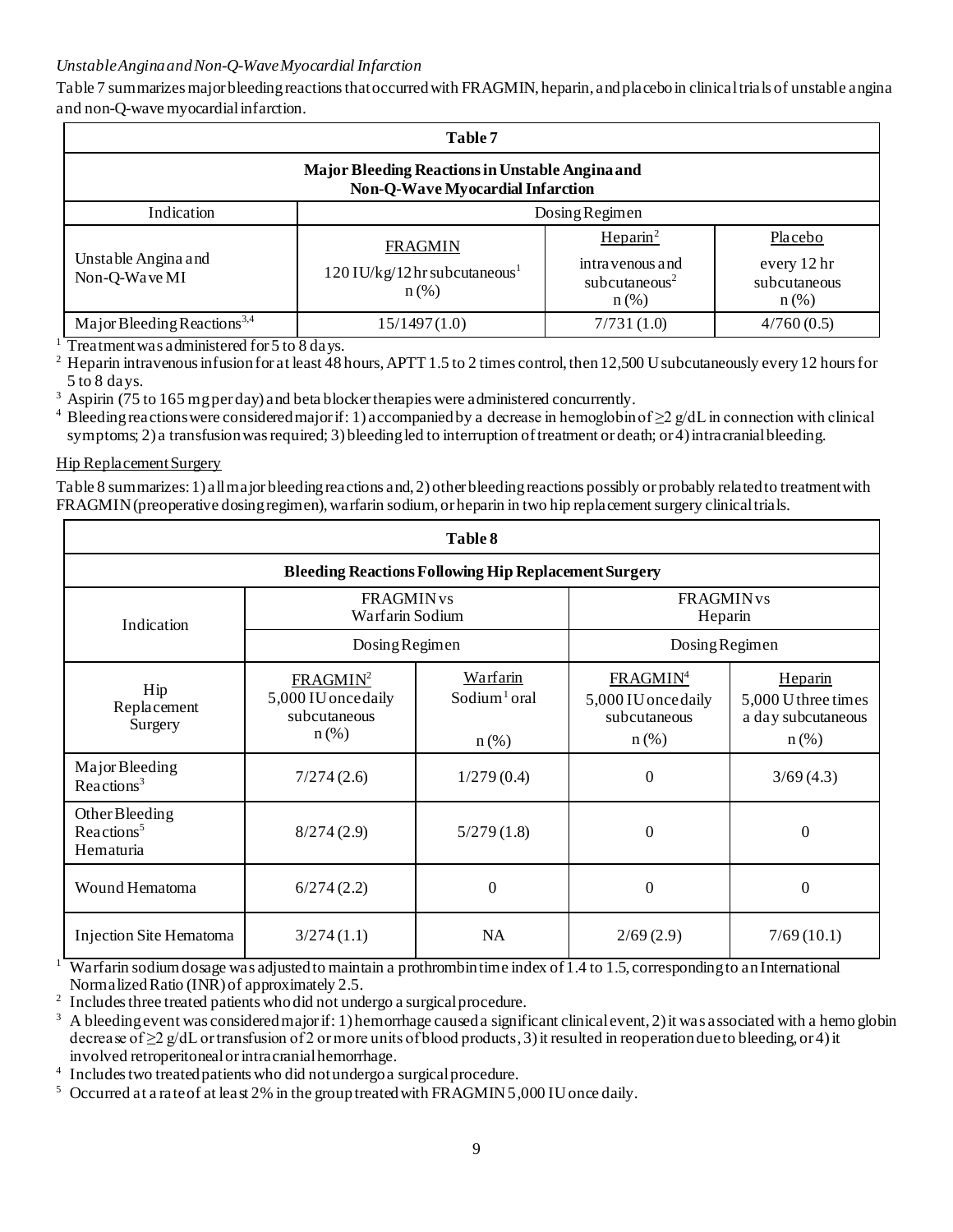*Unstable Angina and Non-Q-Wave Myocardial Infarction*

Table 7 summarizes major bleeding reactions that occurred with FRAGMIN, heparin, and placebo in clinical trials of unstable angina and non-Q-wave myocardial infarction.

**Table 7**

**Major Bleeding Reactions in Unstable Angina and Non-Q-Wave Myocardial Infarction**

| Indication | Dosing Regimen | | |
|---|---|---|---|
| Unstable Angina and Non-Q-Wave MI | FRAGMIN 120 IU/kg/12 hr subcutaneous[1] n (%) | Heparin[2] intravenous and subcutaneous[2] n (%) | Placebo every 12 hr subcutaneous n (%) |
| Major Bleeding Reactions[3,4] | 15/1497 (1.0) | 7/731 (1.0) | 4/760 (0.5) |

[1] Treatment was administered for 5 to 8 days.
[2] Heparin intravenous infusion for at least 48 hours, APTT 1.5 to 2 times control, then 12,500 U subcutaneously every 12 hours for 5 to 8 days.
[3] Aspirin (75 to 165 mg per day) and beta blocker therapies were administered concurrently.
[4] Bleeding reactions were considered major if: 1) accompanied by a decrease in hemoglobin of ≥2 g/dL in connection with clinical symptoms; 2) a transfusion was required; 3) bleeding led to interruption of treatment or death; or 4) intracranial bleeding.

Hip Replacement Surgery

Table 8 summarizes: 1) all major bleeding reactions and, 2) other bleeding reactions possibly or probably related to treatment with FRAGMIN (preoperative dosing regimen), warfarin sodium, or heparin in two hip replacement surgery clinical trials.

**Table 8**

**Bleeding Reactions Following Hip Replacement Surgery**

| Indication | FRAGMIN vs Warfarin Sodium | | FRAGMIN vs Heparin | |
|---|---|---|---|---|
| | Dosing Regimen | | Dosing Regimen | |
| Hip Replacement Surgery | FRAGMIN[2] 5,000 IU once daily subcutaneous n (%) | Warfarin Sodium[1] oral n (%) | FRAGMIN[4] 5,000 IU once daily subcutaneous n (%) | Heparin 5,000 U three times a day subcutaneous n (%) |
| Major Bleeding Reactions[3] | 7/274 (2.6) | 1/279 (0.4) | 0 | 3/69 (4.3) |
| Other Bleeding Reactions[5] Hematuria | 8/274 (2.9) | 5/279 (1.8) | 0 | 0 |
| Wound Hematoma | 6/274 (2.2) | 0 | 0 | 0 |
| Injection Site Hematoma | 3/274 (1.1) | NA | 2/69 (2.9) | 7/69 (10.1) |

[1] Warfarin sodium dosage was adjusted to maintain a prothrombin time index of 1.4 to 1.5, corresponding to an International Normalized Ratio (INR) of approximately 2.5.
[2] Includes three treated patients who did not undergo a surgical procedure.
[3] A bleeding event was considered major if: 1) hemorrhage caused a significant clinical event, 2) it was associated with a hemoglobin decrease of ≥2 g/dL or transfusion of 2 or more units of blood products, 3) it resulted in reoperation due to bleeding, or 4) it involved retroperitoneal or intracranial hemorrhage.
[4] Includes two treated patients who did not undergo a surgical procedure.
[5] Occurred at a rate of at least 2% in the group treated with FRAGMIN 5,000 IU once daily.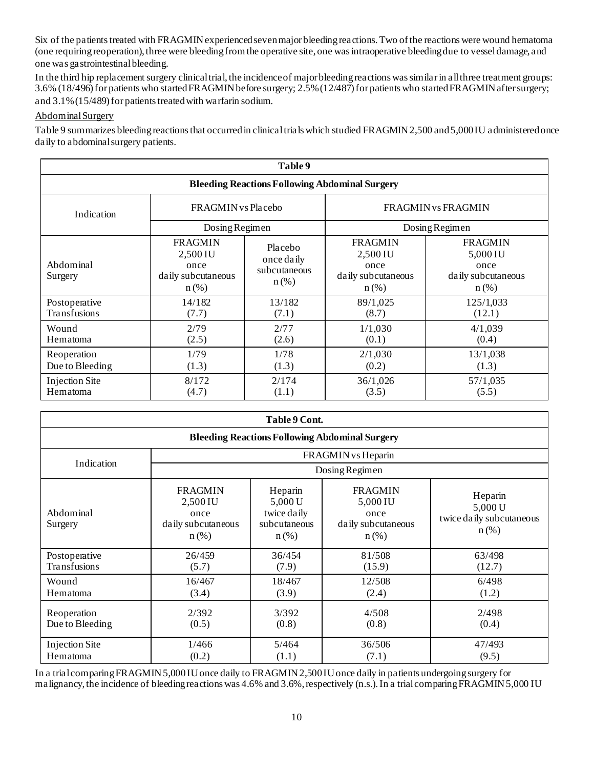Six of the patients treated with FRAGMIN experienced seven major bleeding reactions. Two of the reactions were wound hematoma (one requiring reoperation), three were bleeding from the operative site, one was intraoperative bleeding due to vessel damage, and one was gastrointestinal bleeding.

In the third hip replacement surgery clinical trial, the incidence of major bleeding reactions was similar in all three treatment groups: 3.6% (18/496) for patients who started FRAGMIN before surgery; 2.5% (12/487) for patients who started FRAGMIN after surgery; and 3.1% (15/489) for patients treated with warfarin sodium.

Abdominal Surgery

Table 9 summarizes bleeding reactions that occurred in clinical trials which studied FRAGMIN 2,500 and 5,000 IU administered once daily to abdominal surgery patients.

**Table 9**

**Bleeding Reactions Following Abdominal Surgery**

| Indication | FRAGMIN vs Placebo | | FRAGMIN vs FRAGMIN | |
|---|---|---|---|---|
| | Dosing Regimen | | Dosing Regimen | |
| Abdominal Surgery | FRAGMIN 2,500 IU once daily subcutaneous n (%) | Placebo once daily subcutaneous n (%) | FRAGMIN 2,500 IU once daily subcutaneous n (%) | FRAGMIN 5,000 IU once daily subcutaneous n (%) |
| Postoperative Transfusions | 14/182 (7.7) | 13/182 (7.1) | 89/1,025 (8.7) | 125/1,033 (12.1) |
| Wound Hematoma | 2/79 (2.5) | 2/77 (2.6) | 1/1,030 (0.1) | 4/1,039 (0.4) |
| Reoperation Due to Bleeding | 1/79 (1.3) | 1/78 (1.3) | 2/1,030 (0.2) | 13/1,038 (1.3) |
| Injection Site Hematoma | 8/172 (4.7) | 2/174 (1.1) | 36/1,026 (3.5) | 57/1,035 (5.5) |

**Table 9 Cont.**

**Bleeding Reactions Following Abdominal Surgery**

| Indication | FRAGMIN vs Heparin | | | |
|---|---|---|---|---|
| | Dosing Regimen | | | |
| Abdominal Surgery | FRAGMIN 2,500 IU once daily subcutaneous n (%) | Heparin 5,000 U twice daily subcutaneous n (%) | FRAGMIN 5,000 IU once daily subcutaneous n (%) | Heparin 5,000 U twice daily subcutaneous n (%) |
| Postoperative Transfusions | 26/459 (5.7) | 36/454 (7.9) | 81/508 (15.9) | 63/498 (12.7) |
| Wound Hematoma | 16/467 (3.4) | 18/467 (3.9) | 12/508 (2.4) | 6/498 (1.2) |
| Reoperation Due to Bleeding | 2/392 (0.5) | 3/392 (0.8) | 4/508 (0.8) | 2/498 (0.4) |
| Injection Site Hematoma | 1/466 (0.2) | 5/464 (1.1) | 36/506 (7.1) | 47/493 (9.5) |

In a trial comparing FRAGMIN 5,000 IU once daily to FRAGMIN 2,500 IU once daily in patients undergoing surgery for malignancy, the incidence of bleeding reactions was 4.6% and 3.6%, respectively (n.s.). In a trial comparing FRAGMIN 5,000 IU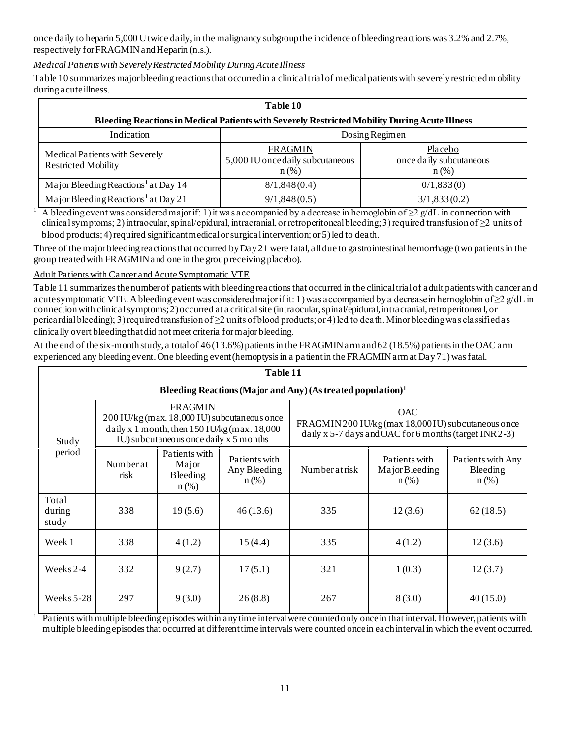once daily to heparin 5,000 U twice daily, in the malignancy subgroup the incidence of bleeding reactions was 3.2% and 2.7%, respectively for FRAGMIN and Heparin (n.s.).

*Medical Patients with Severely Restricted Mobility During Acute Illness*

Table 10 summarizes major bleeding reactions that occurred in a clinical trial of medical patients with severely restricted mobility during acute illness.

| **Table 10** | | |
|---|---|---|
| **Bleeding Reactions in Medical Patients with Severely Restricted Mobility During Acute Illness** | | |
| Indication | Dosing Regimen | |
| Medical Patients with Severely Restricted Mobility | FRAGMIN<br>5,000 IU once daily subcutaneous<br>n (%) | Placebo<br>once daily subcutaneous<br>n (%) |
| Major Bleeding Reactions[1] at Day 14 | 8/1,848 (0.4) | 0/1,833 (0) |
| Major Bleeding Reactions[1] at Day 21 | 9/1,848 (0.5) | 3/1,833 (0.2) |

[1] A bleeding event was considered major if: 1) it was accompanied by a decrease in hemoglobin of ≥2 g/dL in connection with clinical symptoms; 2) intraocular, spinal/epidural, intracranial, or retroperitoneal bleeding; 3) required transfusion of ≥2 units of blood products; 4) required significant medical or surgical intervention; or 5) led to death.

Three of the major bleeding reactions that occurred by Day 21 were fatal, all due to gastrointestinal hemorrhage (two patients in the group treated with FRAGMIN and one in the group receiving placebo).

Adult Patients with Cancer and Acute Symptomatic VTE

Table 11 summarizes the number of patients with bleeding reactions that occurred in the clinical trial of adult patients with cancer and acute symptomatic VTE. A bleeding event was considered major if it: 1) was accompanied by a decrease in hemoglobin of ≥2 g/dL in connection with clinical symptoms; 2) occurred at a critical site (intraocular, spinal/epidural, intracranial, retroperitoneal, or pericardial bleeding); 3) required transfusion of ≥2 units of blood products; or 4) led to death. Minor bleeding was classified as clinically overt bleeding that did not meet criteria for major bleeding.

At the end of the six-month study, a total of 46 (13.6%) patients in the FRAGMIN arm and 62 (18.5%) patients in the OAC arm experienced any bleeding event. One bleeding event (hemoptysis in a patient in the FRAGMIN arm at Day 71) was fatal.

| **Table 11** | | | | | | |
|---|---|---|---|---|---|---|
| **Bleeding Reactions (Major and Any) (As treated population)[1]** | | | | | | |
| Study period | FRAGMIN<br>200 IU/kg (max. 18,000 IU) subcutaneous once daily x 1 month, then 150 IU/kg (max. 18,000 IU) subcutaneous once daily x 5 months | | | OAC<br>FRAGMIN 200 IU/kg (max 18,000 IU) subcutaneous once daily x 5-7 days and OAC for 6 months (target INR 2-3) | | |
| | Number at risk | Patients with Major Bleeding<br>n (%) | Patients with Any Bleeding<br>n (%) | Number at risk | Patients with Major Bleeding<br>n (%) | Patients with Any Bleeding<br>n (%) |
| Total during study | 338 | 19 (5.6) | 46 (13.6) | 335 | 12 (3.6) | 62 (18.5) |
| Week 1 | 338 | 4 (1.2) | 15 (4.4) | 335 | 4 (1.2) | 12 (3.6) |
| Weeks 2-4 | 332 | 9 (2.7) | 17 (5.1) | 321 | 1 (0.3) | 12 (3.7) |
| Weeks 5-28 | 297 | 9 (3.0) | 26 (8.8) | 267 | 8 (3.0) | 40 (15.0) |

[1] Patients with multiple bleeding episodes within any time interval were counted only once in that interval. However, patients with multiple bleeding episodes that occurred at different time intervals were counted once in each interval in which the event occurred.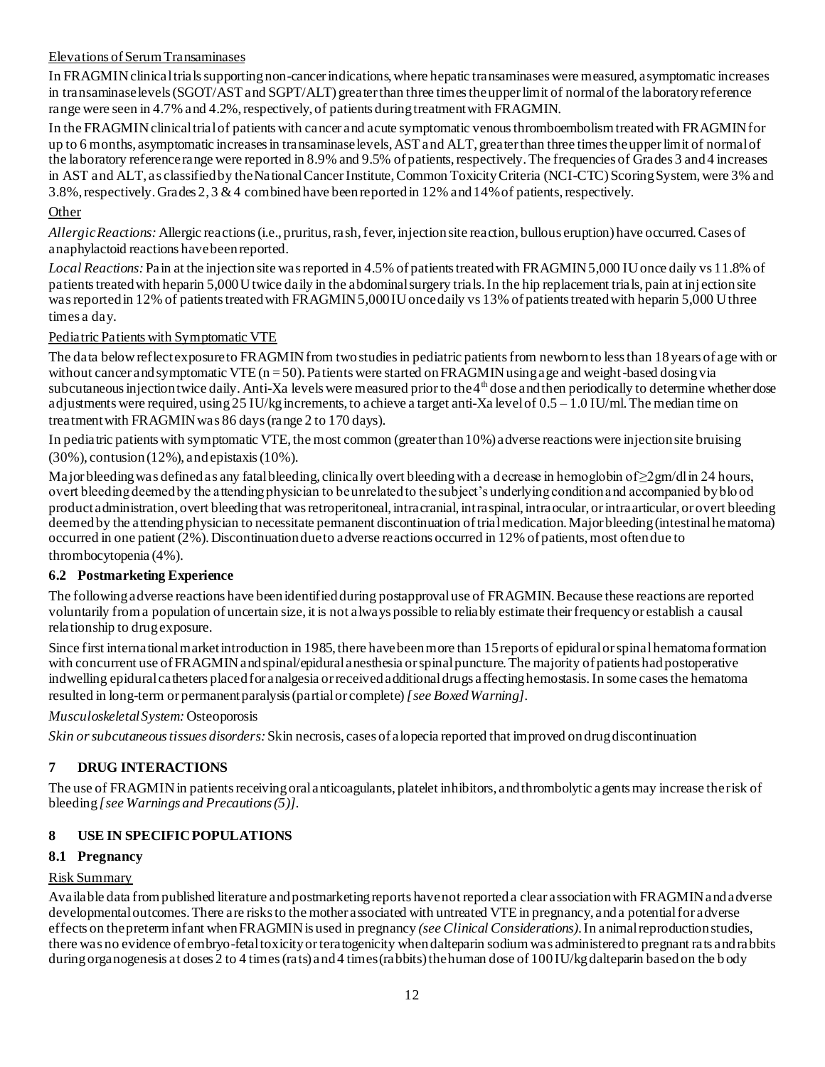Elevations of Serum Transaminases

In FRAGMIN clinical trials supporting non-cancer indications, where hepatic transaminases were measured, asymptomatic increases in transaminase levels (SGOT/AST and SGPT/ALT) greater than three times the upper limit of normal of the laboratory reference range were seen in 4.7% and 4.2%, respectively, of patients during treatment with FRAGMIN.

In the FRAGMIN clinical trial of patients with cancer and acute symptomatic venous thromboembolism treated with FRAGMIN for up to 6 months, asymptomatic increases in transaminase levels, AST and ALT, greater than three times the upper limit of normal of the laboratory reference range were reported in 8.9% and 9.5% of patients, respectively. The frequencies of Grades 3 and 4 increases in AST and ALT, as classified by the National Cancer Institute, Common Toxicity Criteria (NCI-CTC) Scoring System, were 3% and 3.8%, respectively. Grades 2, 3 & 4 combined have been reported in 12% and 14% of patients, respectively.

Other

*Allergic Reactions:* Allergic reactions (i.e., pruritus, rash, fever, injection site reaction, bullous eruption) have occurred. Cases of anaphylactoid reactions have been reported.

*Local Reactions:* Pain at the injection site was reported in 4.5% of patients treated with FRAGMIN 5,000 IU once daily vs 11.8% of patients treated with heparin 5,000 U twice daily in the abdominal surgery trials. In the hip replacement trials, pain at injection site was reported in 12% of patients treated with FRAGMIN 5,000 IU once daily vs 13% of patients treated with heparin 5,000 U three times a day.

Pediatric Patients with Symptomatic VTE

The data below reflect exposure to FRAGMIN from two studies in pediatric patients from newborn to less than 18 years of age with or without cancer and symptomatic VTE (n = 50). Patients were started on FRAGMIN using age and weight-based dosing via subcutaneous injection twice daily. Anti-Xa levels were measured prior to the 4th dose and then periodically to determine whether dose adjustments were required, using 25 IU/kg increments, to achieve a target anti-Xa level of 0.5 – 1.0 IU/ml. The median time on treatment with FRAGMIN was 86 days (range 2 to 170 days).

In pediatric patients with symptomatic VTE, the most common (greater than 10%) adverse reactions were injection site bruising (30%), contusion (12%), and epistaxis (10%).

Major bleeding was defined as any fatal bleeding, clinically overt bleeding with a decrease in hemoglobin of ≥2gm/dl in 24 hours, overt bleeding deemed by the attending physician to be unrelated to the subject's underlying condition and accompanied by blood product administration, overt bleeding that was retroperitoneal, intracranial, intraspinal, intraocular, or intraarticular, or overt bleeding deemed by the attending physician to necessitate permanent discontinuation of trial medication. Major bleeding (intestinal hematoma) occurred in one patient (2%). Discontinuation due to adverse reactions occurred in 12% of patients, most often due to thrombocytopenia (4%).

### 6.2 Postmarketing Experience

The following adverse reactions have been identified during postapproval use of FRAGMIN. Because these reactions are reported voluntarily from a population of uncertain size, it is not always possible to reliably estimate their frequency or establish a causal relationship to drug exposure.

Since first international market introduction in 1985, there have been more than 15 reports of epidural or spinal hematoma formation with concurrent use of FRAGMIN and spinal/epidural anesthesia or spinal puncture. The majority of patients had postoperative indwelling epidural catheters placed for analgesia or received additional drugs affecting hemostasis. In some cases the hematoma resulted in long-term or permanent paralysis (partial or complete) *[see Boxed Warning]*.

*Musculoskeletal System:* Osteoporosis

*Skin or subcutaneous tissues disorders:* Skin necrosis, cases of alopecia reported that improved on drug discontinuation

## 7 DRUG INTERACTIONS

The use of FRAGMIN in patients receiving oral anticoagulants, platelet inhibitors, and thrombolytic agents may increase the risk of bleeding *[see Warnings and Precautions (5)]*.

## 8 USE IN SPECIFIC POPULATIONS

### 8.1 Pregnancy

Risk Summary

Available data from published literature and postmarketing reports have not reported a clear association with FRAGMIN and adverse developmental outcomes. There are risks to the mother associated with untreated VTE in pregnancy, and a potential for adverse effects on the preterm infant when FRAGMIN is used in pregnancy *(see Clinical Considerations)*. In animal reproduction studies, there was no evidence of embryo-fetal toxicity or teratogenicity when dalteparin sodium was administered to pregnant rats and rabbits during organogenesis at doses 2 to 4 times (rats) and 4 times (rabbits) the human dose of 100 IU/kg dalteparin based on the body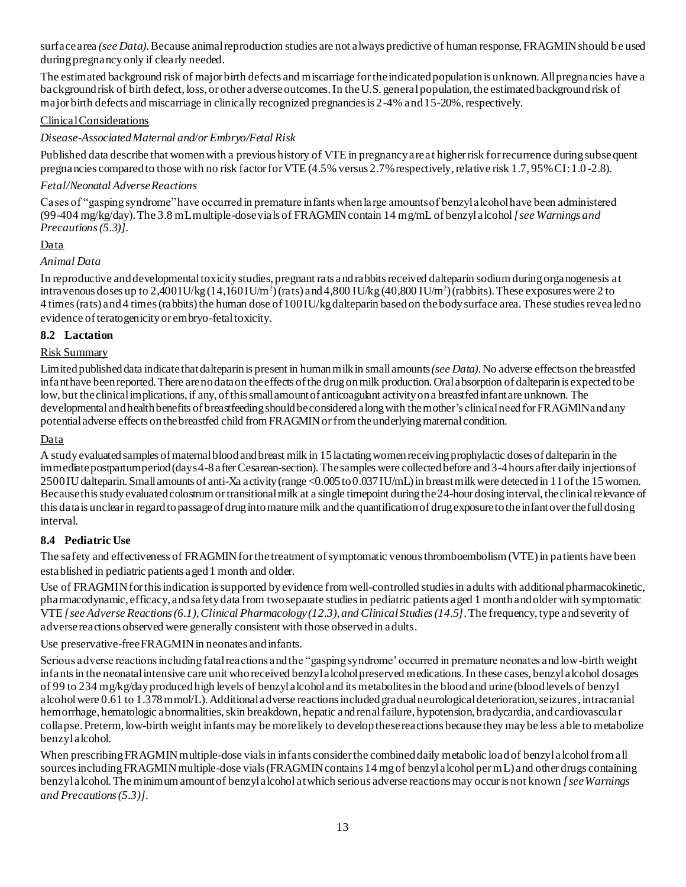surface area *(see Data)*. Because animal reproduction studies are not always predictive of human response, FRAGMIN should be used during pregnancy only if clearly needed.

The estimated background risk of major birth defects and miscarriage for the indicated population is unknown. All pregnancies have a background risk of birth defect, loss, or other adverse outcomes. In the U.S. general population, the estimated background risk of major birth defects and miscarriage in clinically recognized pregnancies is 2-4% and 15-20%, respectively.

Clinical Considerations

*Disease-Associated Maternal and/or Embryo/Fetal Risk*

Published data describe that women with a previous history of VTE in pregnancy are at higher risk for recurrence during subsequent pregnancies compared to those with no risk factor for VTE (4.5% versus 2.7% respectively, relative risk 1.7, 95% CI: 1.0-2.8).

*Fetal/Neonatal Adverse Reactions*

Cases of "gasping syndrome" have occurred in premature infants when large amounts of benzyl alcohol have been administered (99-404 mg/kg/day). The 3.8 mL multiple-dose vials of FRAGMIN contain 14 mg/mL of benzyl alcohol *[see Warnings and Precautions (5.3)]*.

Data

*Animal Data*

In reproductive and developmental toxicity studies, pregnant rats and rabbits received dalteparin sodium during organogenesis at intravenous doses up to 2,400 IU/kg (14,160 IU/$m^2$) (rats) and 4,800 IU/kg (40,800 IU/$m^2$) (rabbits). These exposures were 2 to 4 times (rats) and 4 times (rabbits) the human dose of 100 IU/kg dalteparin based on the body surface area. These studies revealed no evidence of teratogenicity or embryo-fetal toxicity.

### 8.2 Lactation

Risk Summary

Limited published data indicate that dalteparin is present in human milk in small amounts *(see Data)*. No adverse effects on the breastfed infant have been reported. There are no data on the effects of the drug on milk production. Oral absorption of dalteparin is expected to be low, but the clinical implications, if any, of this small amount of anticoagulant activity on a breastfed infant are unknown. The developmental and health benefits of breastfeeding should be considered along with the mother's clinical need for FRAGMIN and any potential adverse effects on the breastfed child from FRAGMIN or from the underlying maternal condition.

Data

A study evaluated samples of maternal blood and breast milk in 15 lactating women receiving prophylactic doses of dalteparin in the immediate postpartum period (days 4-8 after Cesarean-section). The samples were collected before and 3-4 hours after daily injections of 2500 IU dalteparin. Small amounts of anti-Xa activity (range <0.005 to 0.037 IU/mL) in breast milk were detected in 11 of the 15 women. Because this study evaluated colostrum or transitional milk at a single timepoint during the 24-hour dosing interval, the clinical relevance of this data is unclear in regard to passage of drug into mature milk and the quantification of drug exposure to the infant over the full dosing interval.

### 8.4 Pediatric Use

The safety and effectiveness of FRAGMIN for the treatment of symptomatic venous thromboembolism (VTE) in patients have been established in pediatric patients aged 1 month and older.

Use of FRAGMIN for this indication is supported by evidence from well-controlled studies in adults with additional pharmacokinetic, pharmacodynamic, efficacy, and safety data from two separate studies in pediatric patients aged 1 month and older with symptomatic VTE *[see Adverse Reactions (6.1), Clinical Pharmacology (12.3), and Clinical Studies (14.5]*. The frequency, type and severity of adverse reactions observed were generally consistent with those observed in adults.

Use preservative-free FRAGMIN in neonates and infants.

Serious adverse reactions including fatal reactions and the "gasping syndrome' occurred in premature neonates and low-birth weight infants in the neonatal intensive care unit who received benzyl alcohol preserved medications. In these cases, benzyl alcohol dosages of 99 to 234 mg/kg/day produced high levels of benzyl alcohol and its metabolites in the blood and urine (blood levels of benzyl alcohol were 0.61 to 1.378 mmol/L). Additional adverse reactions included gradual neurological deterioration, seizures, intracranial hemorrhage, hematologic abnormalities, skin breakdown, hepatic and renal failure, hypotension, bradycardia, and cardiovascular collapse. Preterm, low-birth weight infants may be more likely to develop these reactions because they may be less able to metabolize benzyl alcohol.

When prescribing FRAGMIN multiple-dose vials in infants consider the combined daily metabolic load of benzyl alcohol from all sources including FRAGMIN multiple-dose vials (FRAGMIN contains 14 mg of benzyl alcohol per mL) and other drugs containing benzyl alcohol. The minimum amount of benzyl alcohol at which serious adverse reactions may occur is not known *[see Warnings and Precautions (5.3)]*.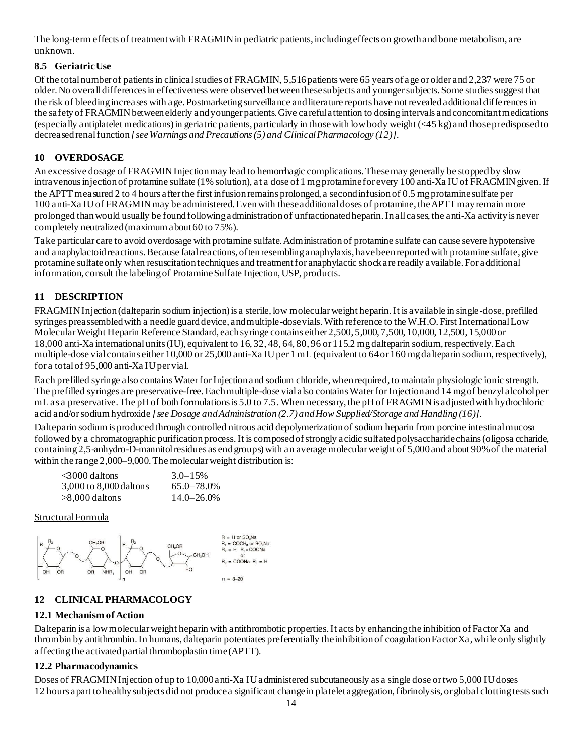The long-term effects of treatment with FRAGMIN in pediatric patients, including effects on growth and bone metabolism, are unknown.

### 8.5 Geriatric Use

Of the total number of patients in clinical studies of FRAGMIN, 5,516 patients were 65 years of age or older and 2,237 were 75 or older. No overall differences in effectiveness were observed between these subjects and younger subjects. Some studies suggest that the risk of bleeding increases with age. Postmarketing surveillance and literature reports have not revealed additional differences in the safety of FRAGMIN between elderly and younger patients. Give careful attention to dosing intervals and concomitant medications (especially antiplatelet medications) in geriatric patients, particularly in those with low body weight (<45 kg) and those predisposed to decreased renal function *[see Warnings and Precautions (5) and Clinical Pharmacology (12)]*.

## 10 OVERDOSAGE

An excessive dosage of FRAGMIN Injection may lead to hemorrhagic complications. These may generally be stopped by slow intravenous injection of protamine sulfate (1% solution), at a dose of 1 mg protamine for every 100 anti-Xa IU of FRAGMIN given. If the APTT measured 2 to 4 hours after the first infusion remains prolonged, a second infusion of 0.5 mg protamine sulfate per 100 anti-Xa IU of FRAGMIN may be administered. Even with these additional doses of protamine, the APTT may remain more prolonged than would usually be found following administration of unfractionated heparin. In all cases, the anti-Xa activity is never completely neutralized (maximum about 60 to 75%).

Take particular care to avoid overdosage with protamine sulfate. Administration of protamine sulfate can cause severe hypotensive and anaphylactoid reactions. Because fatal reactions, often resembling anaphylaxis, have been reported with protamine sulfate, give protamine sulfate only when resuscitation techniques and treatment for anaphylactic shock are readily available. For additional information, consult the labeling of Protamine Sulfate Injection, USP, products.

## 11 DESCRIPTION

FRAGMIN Injection (dalteparin sodium injection) is a sterile, low molecular weight heparin. It is available in single-dose, prefilled syringes preassembled with a needle guard device, and multiple-dose vials. With reference to the W.H.O. First International Low Molecular Weight Heparin Reference Standard, each syringe contains either 2,500, 5,000, 7,500, 10,000, 12,500, 15,000 or 18,000 anti-Xa international units (IU), equivalent to 16, 32, 48, 64, 80, 96 or 115.2 mg dalteparin sodium, respectively. Each multiple-dose vial contains either 10,000 or 25,000 anti-Xa IU per 1 mL (equivalent to 64 or 160 mg dalteparin sodium, respectively), for a total of 95,000 anti-Xa IU per vial.

Each prefilled syringe also contains Water for Injection and sodium chloride, when required, to maintain physiologic ionic strength. The prefilled syringes are preservative-free. Each multiple-dose vial also contains Water for Injection and 14 mg of benzyl alcohol per mL as a preservative. The pH of both formulations is 5.0 to 7.5. When necessary, the pH of FRAGMIN is adjusted with hydrochloric acid and/or sodium hydroxide *[see Dosage and Administration (2.7) and How Supplied/Storage and Handling (16)]*.

Dalteparin sodium is produced through controlled nitrous acid depolymerization of sodium heparin from porcine intestinal mucosa followed by a chromatographic purification process. It is composed of strongly acidic sulfated polysaccharide chains (oligosaccharide, containing 2,5-anhydro-D-mannitol residues as end groups) with an average molecular weight of 5,000 and about 90% of the material within the range 2,000–9,000. The molecular weight distribution is:

| | |
|---|---|
| <3000 daltons | 3.0–15% |
| 3,000 to 8,000 daltons | 65.0–78.0% |
| >8,000 daltons | 14.0–26.0% |

Structural Formula

R = H or $SO_3Na$
$R_1$ = $COCH_3$ or $SO_3Na$
$R_2$ = H $R_3$ = COONa
or
$R_2$ = COONa $R_3$ = H

n = 3–20

## 12 CLINICAL PHARMACOLOGY

### 12.1 Mechanism of Action

Dalteparin is a low molecular weight heparin with antithrombotic properties. It acts by enhancing the inhibition of Factor Xa and thrombin by antithrombin. In humans, dalteparin potentiates preferentially the inhibition of coagulation Factor Xa, while only slightly affecting the activated partial thromboplastin time (APTT).

### 12.2 Pharmacodynamics

Doses of FRAGMIN Injection of up to 10,000 anti-Xa IU administered subcutaneously as a single dose or two 5,000 IU doses 12 hours apart to healthy subjects did not produce a significant change in platelet aggregation, fibrinolysis, or global clotting tests such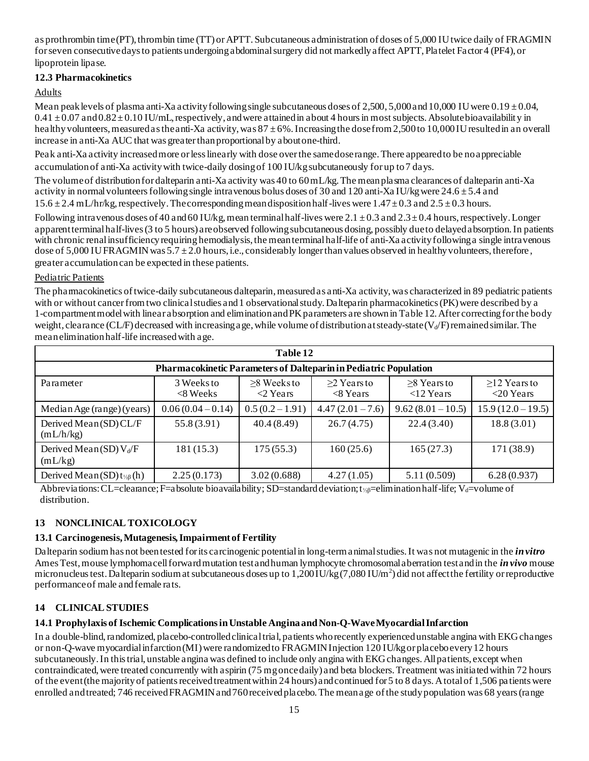as prothrombin time (PT), thrombin time (TT) or APTT. Subcutaneous administration of doses of 5,000 IU twice daily of FRAGMIN for seven consecutive days to patients undergoing abdominal surgery did not markedly affect APTT, Platelet Factor 4 (PF4), or lipoprotein lipase.

### 12.3 Pharmacokinetics

Adults

Mean peak levels of plasma anti-Xa activity following single subcutaneous doses of 2,500, 5,000 and 10,000 IU were 0.19 ± 0.04, 0.41 ± 0.07 and 0.82 ± 0.10 IU/mL, respectively, and were attained in about 4 hours in most subjects. Absolute bioavailability in healthy volunteers, measured as the anti-Xa activity, was 87 ± 6%. Increasing the dose from 2,500 to 10,000 IU resulted in an overall increase in anti-Xa AUC that was greater than proportional by about one-third.

Peak anti-Xa activity increased more or less linearly with dose over the same dose range. There appeared to be no appreciable accumulation of anti-Xa activity with twice-daily dosing of 100 IU/kg subcutaneously for up to 7 days.

The volume of distribution for dalteparin anti-Xa activity was 40 to 60 mL/kg. The mean plasma clearances of dalteparin anti-Xa activity in normal volunteers following single intravenous bolus doses of 30 and 120 anti-Xa IU/kg were 24.6 ± 5.4 and 15.6 ± 2.4 mL/hr/kg, respectively. The corresponding mean disposition half-lives were 1.47 ± 0.3 and 2.5 ± 0.3 hours.

Following intravenous doses of 40 and 60 IU/kg, mean terminal half-lives were 2.1 ± 0.3 and 2.3 ± 0.4 hours, respectively. Longer apparent terminal half-lives (3 to 5 hours) are observed following subcutaneous dosing, possibly due to delayed absorption. In patients with chronic renal insufficiency requiring hemodialysis, the mean terminal half-life of anti-Xa activity following a single intravenous dose of 5,000 IU FRAGMIN was 5.7 ± 2.0 hours, i.e., considerably longer than values observed in healthy volunteers, therefore, greater accumulation can be expected in these patients.

Pediatric Patients

The pharmacokinetics of twice-daily subcutaneous dalteparin, measured as anti-Xa activity, was characterized in 89 pediatric patients with or without cancer from two clinical studies and 1 observational study. Dalteparin pharmacokinetics (PK) were described by a 1-compartment model with linear absorption and elimination and PK parameters are shown in Table 12. After correcting for the body weight, clearance (CL/F) decreased with increasing age, while volume of distribution at steady-state ($V_d$/F) remained similar. The mean elimination half-life increased with age.

**Table 12**

**Pharmacokinetic Parameters of Dalteparin in Pediatric Population**

| Parameter | 3 Weeks to <8 Weeks | ≥8 Weeks to <2 Years | ≥2 Years to <8 Years | ≥8 Years to <12 Years | ≥12 Years to <20 Years |
|---|---|---|---|---|---|
| Median Age (range) (years) | 0.06 (0.04 – 0.14) | 0.5 (0.2 – 1.91) | 4.47 (2.01 – 7.6) | 9.62 (8.01 – 10.5) | 15.9 (12.0 – 19.5) |
| Derived Mean (SD) CL/F (mL/h/kg) | 55.8 (3.91) | 40.4 (8.49) | 26.7 (4.75) | 22.4 (3.40) | 18.8 (3.01) |
| Derived Mean (SD) $V_d$/F (mL/kg) | 181 (15.3) | 175 (55.3) | 160 (25.6) | 165 (27.3) | 171 (38.9) |
| Derived Mean (SD) $t_{½β}$ (h) | 2.25 (0.173) | 3.02 (0.688) | 4.27 (1.05) | 5.11 (0.509) | 6.28 (0.937) |

Abbreviations: CL=clearance; F=absolute bioavailability; SD=standard deviation; $t_{½β}$=elimination half-life; $V_d$=volume of distribution.

## 13 NONCLINICAL TOXICOLOGY

### 13.1 Carcinogenesis, Mutagenesis, Impairment of Fertility

Dalteparin sodium has not been tested for its carcinogenic potential in long-term animal studies. It was not mutagenic in the ***in vitro*** Ames Test, mouse lymphoma cell forward mutation test and human lymphocyte chromosomal aberration test and in the ***in vivo*** mouse micronucleus test. Dalteparin sodium at subcutaneous doses up to 1,200 IU/kg (7,080 IU/m$^2$) did not affect the fertility or reproductive performance of male and female rats.

## 14 CLINICAL STUDIES

### 14.1 Prophylaxis of Ischemic Complications in Unstable Angina and Non-Q-Wave Myocardial Infarction

In a double-blind, randomized, placebo-controlled clinical trial, patients who recently experienced unstable angina with EKG changes or non-Q-wave myocardial infarction (MI) were randomized to FRAGMIN Injection 120 IU/kg or placebo every 12 hours subcutaneously. In this trial, unstable angina was defined to include only angina with EKG changes. All patients, except when contraindicated, were treated concurrently with aspirin (75 mg once daily) and beta blockers. Treatment was initiated within 72 hours of the event (the majority of patients received treatment within 24 hours) and continued for 5 to 8 days. A total of 1,506 patients were enrolled and treated; 746 received FRAGMIN and 760 received placebo. The mean age of the study population was 68 years (range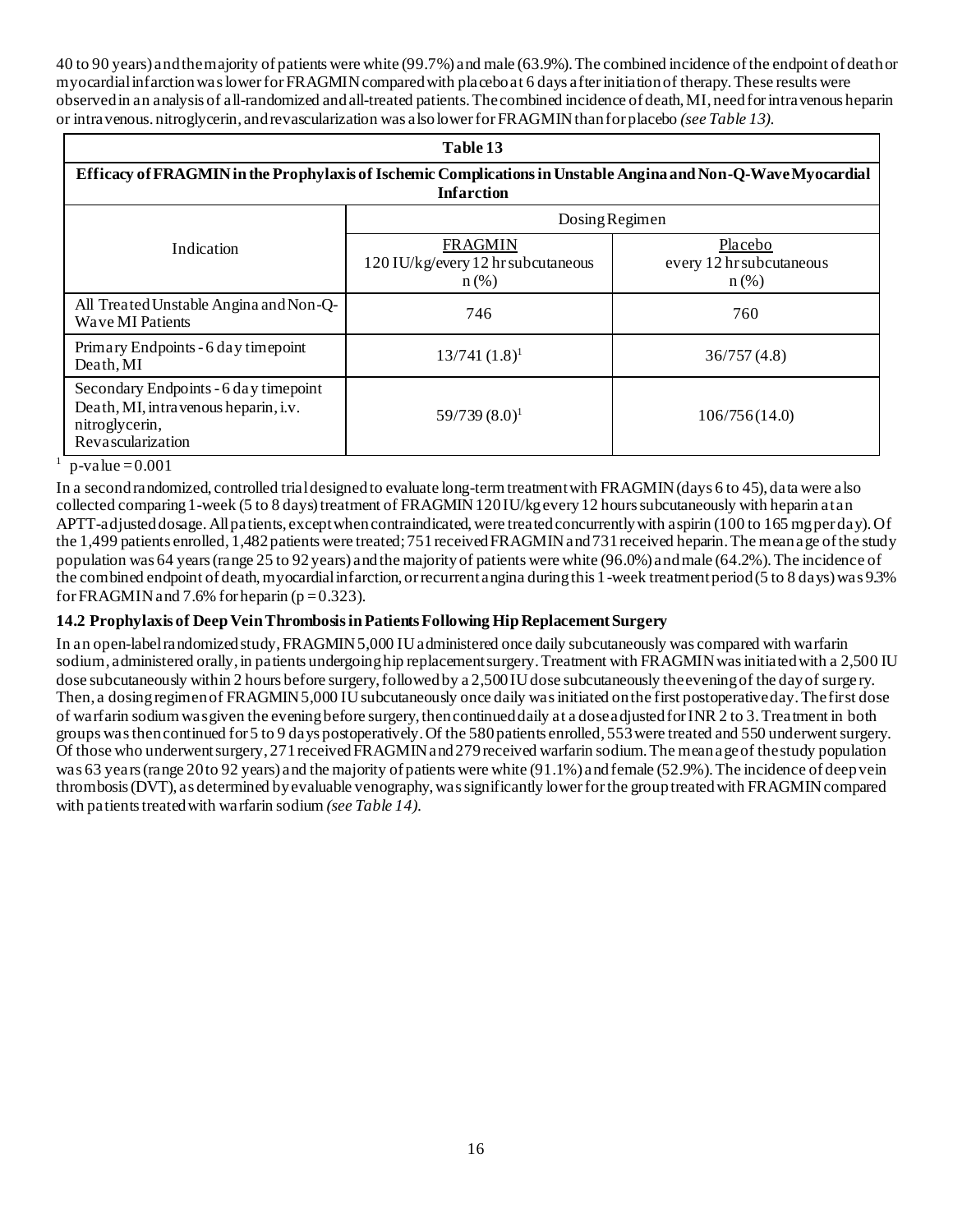40 to 90 years) and the majority of patients were white (99.7%) and male (63.9%). The combined incidence of the endpoint of death or myocardial infarction was lower for FRAGMIN compared with placebo at 6 days after initiation of therapy. These results were observed in an analysis of all-randomized and all-treated patients. The combined incidence of death, MI, need for intravenous heparin or intravenous. nitroglycerin, and revascularization was also lower for FRAGMIN than for placebo *(see Table 13).*

**Table 13**

**Efficacy of FRAGMIN in the Prophylaxis of Ischemic Complications in Unstable Angina and Non-Q-Wave Myocardial Infarction**

| Indication | Dosing Regimen | |
|---|---|---|
| | FRAGMIN 120 IU/kg/every 12 hr subcutaneous n (%) | Placebo every 12 hr subcutaneous n (%) |
| All Treated Unstable Angina and Non-Q-Wave MI Patients | 746 | 760 |
| Primary Endpoints - 6 day timepoint Death, MI | 13/741 (1.8)[1] | 36/757 (4.8) |
| Secondary Endpoints - 6 day timepoint Death, MI, intravenous heparin, i.v. nitroglycerin, Revascularization | 59/739 (8.0)[1] | 106/756 (14.0) |

[1] p-value = 0.001

In a second randomized, controlled trial designed to evaluate long-term treatment with FRAGMIN (days 6 to 45), data were also collected comparing 1-week (5 to 8 days) treatment of FRAGMIN 120 IU/kg every 12 hours subcutaneously with heparin at an APTT-adjusted dosage. All patients, except when contraindicated, were treated concurrently with aspirin (100 to 165 mg per day). Of the 1,499 patients enrolled, 1,482 patients were treated; 751 received FRAGMIN and 731 received heparin. The mean age of the study population was 64 years (range 25 to 92 years) and the majority of patients were white (96.0%) and male (64.2%). The incidence of the combined endpoint of death, myocardial infarction, or recurrent angina during this 1-week treatment period (5 to 8 days) was 9.3% for FRAGMIN and 7.6% for heparin (p = 0.323).

### 14.2 Prophylaxis of Deep Vein Thrombosis in Patients Following Hip Replacement Surgery

In an open-label randomized study, FRAGMIN 5,000 IU administered once daily subcutaneously was compared with warfarin sodium, administered orally, in patients undergoing hip replacement surgery. Treatment with FRAGMIN was initiated with a 2,500 IU dose subcutaneously within 2 hours before surgery, followed by a 2,500 IU dose subcutaneously the evening of the day of surgery. Then, a dosing regimen of FRAGMIN 5,000 IU subcutaneously once daily was initiated on the first postoperative day. The first dose of warfarin sodium was given the evening before surgery, then continued daily at a dose adjusted for INR 2 to 3. Treatment in both groups was then continued for 5 to 9 days postoperatively. Of the 580 patients enrolled, 553 were treated and 550 underwent surgery. Of those who underwent surgery, 271 received FRAGMIN and 279 received warfarin sodium. The mean age of the study population was 63 years (range 20 to 92 years) and the majority of patients were white (91.1%) and female (52.9%). The incidence of deep vein thrombosis (DVT), as determined by evaluable venography, was significantly lower for the group treated with FRAGMIN compared with patients treated with warfarin sodium *(see Table 14).*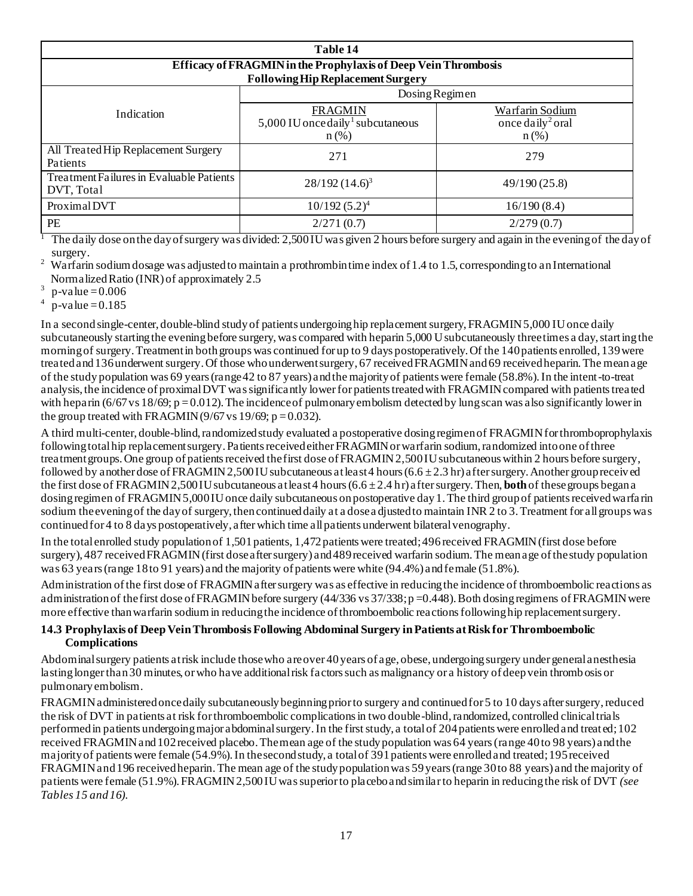| Table 14 | | |
|---|---|---|
| **Efficacy of FRAGMIN in the Prophylaxis of Deep Vein Thrombosis Following Hip Replacement Surgery** | | |
| Indication | Dosing Regimen | |
| | FRAGMIN 5,000 IU once daily[1] subcutaneous n (%) | Warfarin Sodium once daily[2] oral n (%) |
| All Treated Hip Replacement Surgery Patients | 271 | 279 |
| Treatment Failures in Evaluable Patients DVT, Total | 28/192 (14.6)[3] | 49/190 (25.8) |
| Proximal DVT | 10/192 (5.2)[4] | 16/190 (8.4) |
| PE | 2/271 (0.7) | 2/279 (0.7) |

[1] The daily dose on the day of surgery was divided: 2,500 IU was given 2 hours before surgery and again in the evening of the day of surgery.
[2] Warfarin sodium dosage was adjusted to maintain a prothrombin time index of 1.4 to 1.5, corresponding to an International Normalized Ratio (INR) of approximately 2.5
[3] p-value = 0.006
[4] p-value = 0.185

In a second single-center, double-blind study of patients undergoing hip replacement surgery, FRAGMIN 5,000 IU once daily subcutaneously starting the evening before surgery, was compared with heparin 5,000 U subcutaneously three times a day, starting the morning of surgery. Treatment in both groups was continued for up to 9 days postoperatively. Of the 140 patients enrolled, 139 were treated and 136 underwent surgery. Of those who underwent surgery, 67 received FRAGMIN and 69 received heparin. The mean age of the study population was 69 years (range 42 to 87 years) and the majority of patients were female (58.8%). In the intent-to-treat analysis, the incidence of proximal DVT was significantly lower for patients treated with FRAGMIN compared with patients treated with heparin (6/67 vs 18/69; p = 0.012). The incidence of pulmonary embolism detected by lung scan was also significantly lower in the group treated with FRAGMIN (9/67 vs 19/69; p = 0.032).

A third multi-center, double-blind, randomized study evaluated a postoperative dosing regimen of FRAGMIN for thromboprophylaxis following total hip replacement surgery. Patients received either FRAGMIN or warfarin sodium, randomized into one of three treatment groups. One group of patients received the first dose of FRAGMIN 2,500 IU subcutaneous within 2 hours before surgery, followed by another dose of FRAGMIN 2,500 IU subcutaneous at least 4 hours (6.6 ± 2.3 hr) after surgery. Another group received the first dose of FRAGMIN 2,500 IU subcutaneous at least 4 hours (6.6 ± 2.4 hr) after surgery. Then, **both** of these groups began a dosing regimen of FRAGMIN 5,000 IU once daily subcutaneous on postoperative day 1. The third group of patients received warfarin sodium the evening of the day of surgery, then continued daily at a dose adjusted to maintain INR 2 to 3. Treatment for all groups was continued for 4 to 8 days postoperatively, after which time all patients underwent bilateral venography.

In the total enrolled study population of 1,501 patients, 1,472 patients were treated; 496 received FRAGMIN (first dose before surgery), 487 received FRAGMIN (first dose after surgery) and 489 received warfarin sodium. The mean age of the study population was 63 years (range 18 to 91 years) and the majority of patients were white (94.4%) and female (51.8%).

Administration of the first dose of FRAGMIN after surgery was as effective in reducing the incidence of thromboembolic reactions as administration of the first dose of FRAGMIN before surgery (44/336 vs 37/338; p =0.448). Both dosing regimens of FRAGMIN were more effective than warfarin sodium in reducing the incidence of thromboembolic reactions following hip replacement surgery.

### 14.3 Prophylaxis of Deep Vein Thrombosis Following Abdominal Surgery in Patients at Risk for Thromboembolic Complications

Abdominal surgery patients at risk include those who are over 40 years of age, obese, undergoing surgery under general anesthesia lasting longer than 30 minutes, or who have additional risk factors such as malignancy or a history of deep vein thrombosis or pulmonary embolism.

FRAGMIN administered once daily subcutaneously beginning prior to surgery and continued for 5 to 10 days after surgery, reduced the risk of DVT in patients at risk for thromboembolic complications in two double-blind, randomized, controlled clinical trials performed in patients undergoing major abdominal surgery. In the first study, a total of 204 patients were enrolled and treated; 102 received FRAGMIN and 102 received placebo. The mean age of the study population was 64 years (range 40 to 98 years) and the majority of patients were female (54.9%). In the second study, a total of 391 patients were enrolled and treated; 195 received FRAGMIN and 196 received heparin. The mean age of the study population was 59 years (range 30 to 88 years) and the majority of patients were female (51.9%). FRAGMIN 2,500 IU was superior to placebo and similar to heparin in reducing the risk of DVT *(see Tables 15 and 16)*.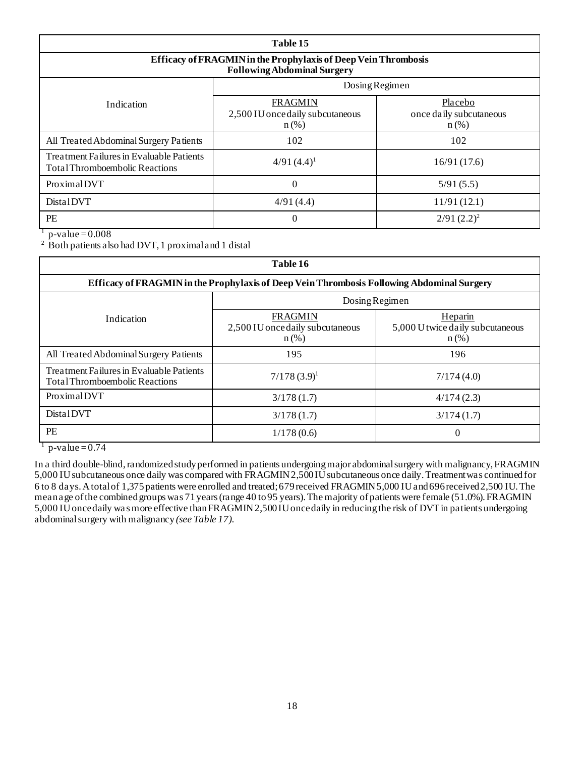| Table 15 | | |
|---|---|---|
| **Efficacy of FRAGMIN in the Prophylaxis of Deep Vein Thrombosis Following Abdominal Surgery** | | |
| Indication | Dosing Regimen | |
| | FRAGMIN<br>2,500 IU once daily subcutaneous<br>n (%) | Placebo<br>once daily subcutaneous<br>n (%) |
| All Treated Abdominal Surgery Patients | 102 | 102 |
| Treatment Failures in Evaluable Patients Total Thromboembolic Reactions | 4/91 (4.4)[1] | 16/91 (17.6) |
| Proximal DVT | 0 | 5/91 (5.5) |
| Distal DVT | 4/91 (4.4) | 11/91 (12.1) |
| PE | 0 | 2/91 (2.2)[2] |

[1] p-value = 0.008

[2] Both patients also had DVT, 1 proximal and 1 distal

| Table 16 | | |
|---|---|---|
| **Efficacy of FRAGMIN in the Prophylaxis of Deep Vein Thrombosis Following Abdominal Surgery** | | |
| Indication | Dosing Regimen | |
| | FRAGMIN<br>2,500 IU once daily subcutaneous<br>n (%) | Heparin<br>5,000 U twice daily subcutaneous<br>n (%) |
| All Treated Abdominal Surgery Patients | 195 | 196 |
| Treatment Failures in Evaluable Patients Total Thromboembolic Reactions | 7/178 (3.9)[1] | 7/174 (4.0) |
| Proximal DVT | 3/178 (1.7) | 4/174 (2.3) |
| Distal DVT | 3/178 (1.7) | 3/174 (1.7) |
| PE | 1/178 (0.6) | 0 |

[1] p-value = 0.74

In a third double-blind, randomized study performed in patients undergoing major abdominal surgery with malignancy, FRAGMIN 5,000 IU subcutaneous once daily was compared with FRAGMIN 2,500 IU subcutaneous once daily. Treatment was continued for 6 to 8 days. A total of 1,375 patients were enrolled and treated; 679 received FRAGMIN 5,000 IU and 696 received 2,500 IU. The mean age of the combined groups was 71 years (range 40 to 95 years). The majority of patients were female (51.0%). FRAGMIN 5,000 IU once daily was more effective than FRAGMIN 2,500 IU once daily in reducing the risk of DVT in patients undergoing abdominal surgery with malignancy *(see Table 17)*.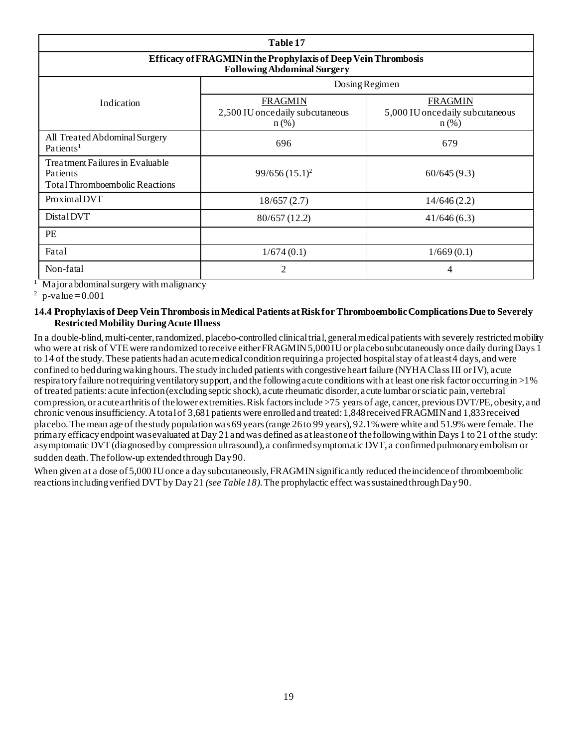| Table 17 | | |
|---|---|---|
| **Efficacy of FRAGMIN in the Prophylaxis of Deep Vein Thrombosis Following Abdominal Surgery** | | |
| Indication | Dosing Regimen | |
| | FRAGMIN 2,500 IU once daily subcutaneous n (%) | FRAGMIN 5,000 IU once daily subcutaneous n (%) |
| All Treated Abdominal Surgery Patients[1] | 696 | 679 |
| Treatment Failures in Evaluable Patients Total Thromboembolic Reactions | 99/656 (15.1)[2] | 60/645 (9.3) |
| Proximal DVT | 18/657 (2.7) | 14/646 (2.2) |
| Distal DVT | 80/657 (12.2) | 41/646 (6.3) |
| PE | | |
| Fatal | 1/674 (0.1) | 1/669 (0.1) |
| Non-fatal | 2 | 4 |

[1] Major abdominal surgery with malignancy

[2] p-value = 0.001

### 14.4 Prophylaxis of Deep Vein Thrombosis in Medical Patients at Risk for Thromboembolic Complications Due to Severely Restricted Mobility During Acute Illness

In a double-blind, multi-center, randomized, placebo-controlled clinical trial, general medical patients with severely restricted mobility who were at risk of VTE were randomized to receive either FRAGMIN 5,000 IU or placebo subcutaneously once daily during Days 1 to 14 of the study. These patients had an acute medical condition requiring a projected hospital stay of at least 4 days, and were confined to bed during waking hours. The study included patients with congestive heart failure (NYHA Class III or IV), acute respiratory failure not requiring ventilatory support, and the following acute conditions with at least one risk factor occurring in >1% of treated patients: acute infection (excluding septic shock), acute rheumatic disorder, acute lumbar or sciatic pain, vertebral compression, or acute arthritis of the lower extremities. Risk factors include >75 years of age, cancer, previous DVT/PE, obesity, and chronic venous insufficiency. A total of 3,681 patients were enrolled and treated: 1,848 received FRAGMIN and 1,833 received placebo. The mean age of the study population was 69 years (range 26 to 99 years), 92.1% were white and 51.9% were female. The primary efficacy endpoint was evaluated at Day 21 and was defined as at least one of the following within Days 1 to 21 of the study: asymptomatic DVT (diagnosed by compression ultrasound), a confirmed symptomatic DVT, a confirmed pulmonary embolism or sudden death. The follow-up extended through Day 90.

When given at a dose of 5,000 IU once a day subcutaneously, FRAGMIN significantly reduced the incidence of thromboembolic reactions including verified DVT by Day 21 *(see Table 18)*. The prophylactic effect was sustained through Day 90.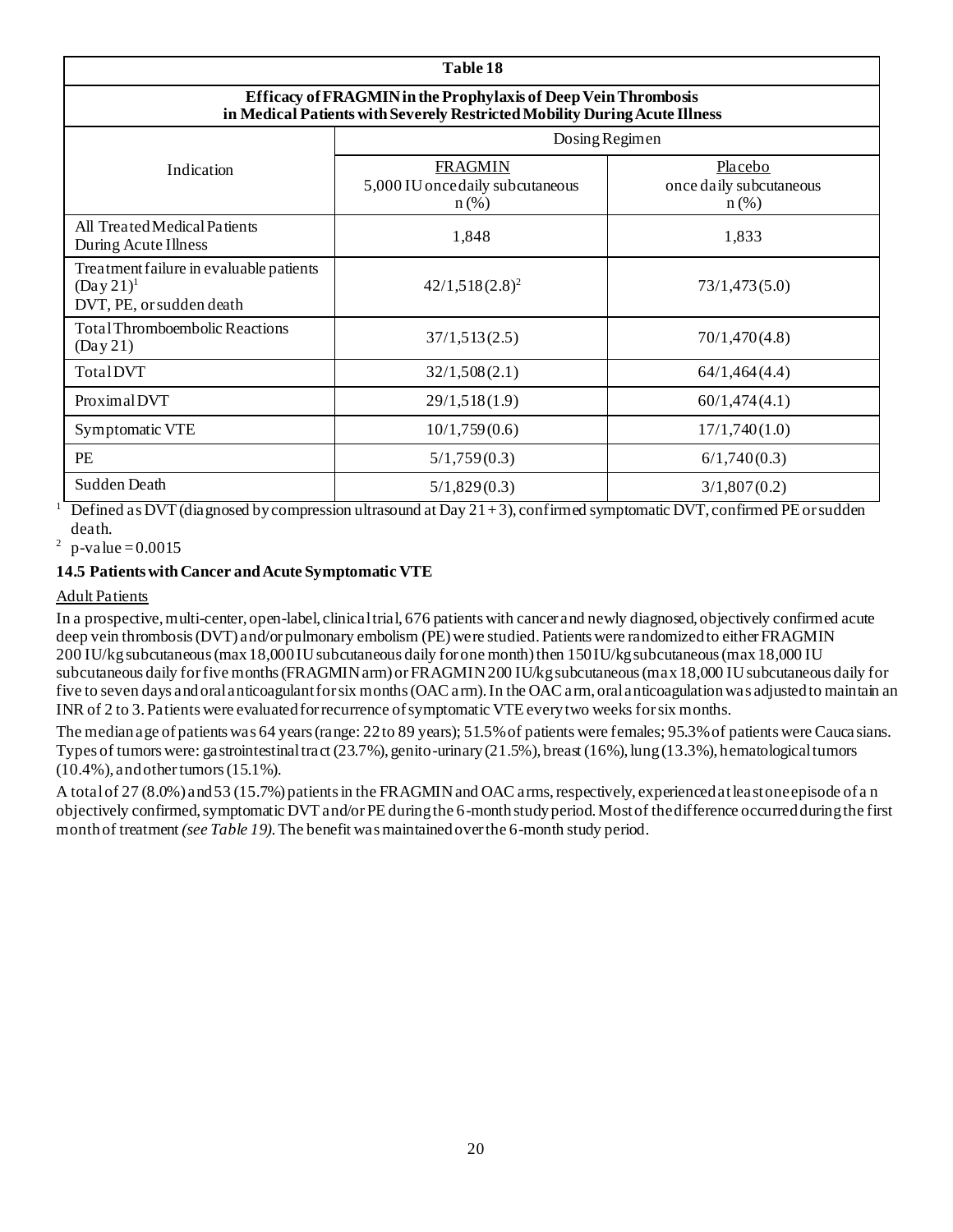| Table 18 | | |
|---|---|---|
| **Efficacy of FRAGMIN in the Prophylaxis of Deep Vein Thrombosis in Medical Patients with Severely Restricted Mobility During Acute Illness** | | |
| Indication | Dosing Regimen | |
| | FRAGMIN 5,000 IU once daily subcutaneous n (%) | Placebo once daily subcutaneous n (%) |
| All Treated Medical Patients During Acute Illness | 1,848 | 1,833 |
| Treatment failure in evaluable patients (Day 21)[1] DVT, PE, or sudden death | 42/1,518 (2.8)[2] | 73/1,473 (5.0) |
| Total Thromboembolic Reactions (Day 21) | 37/1,513 (2.5) | 70/1,470 (4.8) |
| Total DVT | 32/1,508 (2.1) | 64/1,464 (4.4) |
| Proximal DVT | 29/1,518 (1.9) | 60/1,474 (4.1) |
| Symptomatic VTE | 10/1,759 (0.6) | 17/1,740 (1.0) |
| PE | 5/1,759 (0.3) | 6/1,740 (0.3) |
| Sudden Death | 5/1,829 (0.3) | 3/1,807 (0.2) |

[1] Defined as DVT (diagnosed by compression ultrasound at Day 21 + 3), confirmed symptomatic DVT, confirmed PE or sudden death.

[2] p-value = 0.0015

### 14.5 Patients with Cancer and Acute Symptomatic VTE

Adult Patients

In a prospective, multi-center, open-label, clinical trial, 676 patients with cancer and newly diagnosed, objectively confirmed acute deep vein thrombosis (DVT) and/or pulmonary embolism (PE) were studied. Patients were randomized to either FRAGMIN 200 IU/kg subcutaneous (max 18,000 IU subcutaneous daily for one month) then 150 IU/kg subcutaneous (max 18,000 IU subcutaneous daily for five months (FRAGMIN arm) or FRAGMIN 200 IU/kg subcutaneous (max 18,000 IU subcutaneous daily for five to seven days and oral anticoagulant for six months (OAC arm). In the OAC arm, oral anticoagulation was adjusted to maintain an INR of 2 to 3. Patients were evaluated for recurrence of symptomatic VTE every two weeks for six months.

The median age of patients was 64 years (range: 22 to 89 years); 51.5% of patients were females; 95.3% of patients were Caucasians. Types of tumors were: gastrointestinal tract (23.7%), genito-urinary (21.5%), breast (16%), lung (13.3%), hematological tumors (10.4%), and other tumors (15.1%).

A total of 27 (8.0%) and 53 (15.7%) patients in the FRAGMIN and OAC arms, respectively, experienced at least one episode of a n objectively confirmed, symptomatic DVT and/or PE during the 6-month study period. Most of the difference occurred during the first month of treatment *(see Table 19)*. The benefit was maintained over the 6-month study period.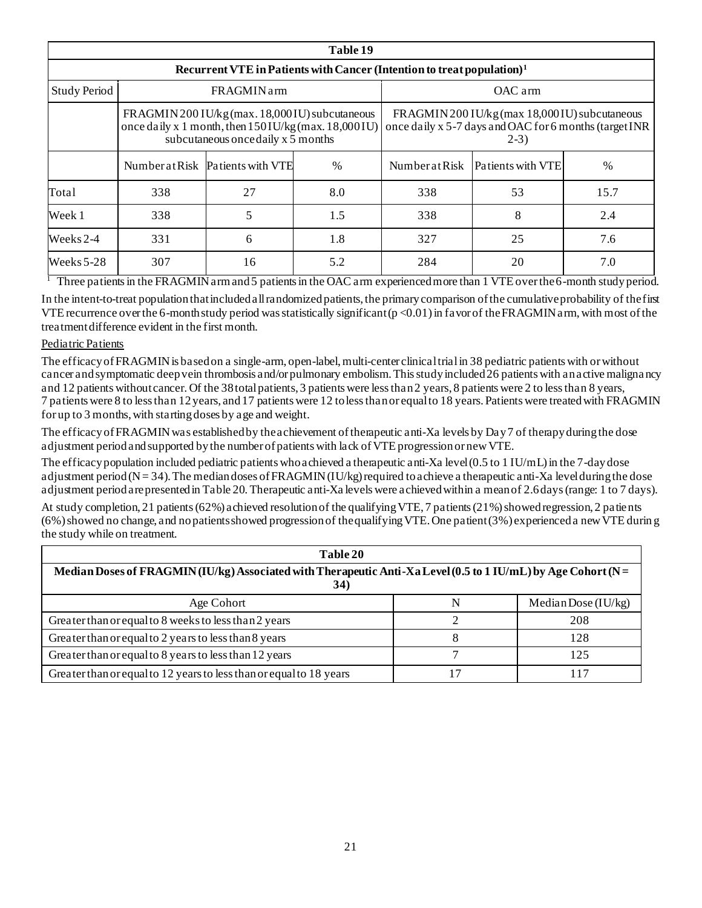| Table 19 | | | | | | |
|---|---|---|---|---|---|---|
| **Recurrent VTE in Patients with Cancer (Intention to treat population)[1]** | | | | | | |
| Study Period | FRAGMIN arm | | | OAC arm | | |
| | FRAGMIN 200 IU/kg (max. 18,000 IU) subcutaneous once daily x 1 month, then 150 IU/kg (max. 18,000 IU) subcutaneous once daily x 5 months | | | FRAGMIN 200 IU/kg (max 18,000 IU) subcutaneous once daily x 5-7 days and OAC for 6 months (target INR 2-3) | | |
| | Number at Risk | Patients with VTE | % | Number at Risk | Patients with VTE | % |
| Total | 338 | 27 | 8.0 | 338 | 53 | 15.7 |
| Week 1 | 338 | 5 | 1.5 | 338 | 8 | 2.4 |
| Weeks 2-4 | 331 | 6 | 1.8 | 327 | 25 | 7.6 |
| Weeks 5-28 | 307 | 16 | 5.2 | 284 | 20 | 7.0 |

[1] Three patients in the FRAGMIN arm and 5 patients in the OAC arm experienced more than 1 VTE over the 6-month study period.

In the intent-to-treat population that included all randomized patients, the primary comparison of the cumulative probability of the first VTE recurrence over the 6-month study period was statistically significant ($p < 0.01$) in favor of the FRAGMIN arm, with most of the treatment difference evident in the first month.

Pediatric Patients

The efficacy of FRAGMIN is based on a single-arm, open-label, multi-center clinical trial in 38 pediatric patients with or without cancer and symptomatic deep vein thrombosis and/or pulmonary embolism. This study included 26 patients with an active malignancy and 12 patients without cancer. Of the 38 total patients, 3 patients were less than 2 years, 8 patients were 2 to less than 8 years, 7 patients were 8 to less than 12 years, and 17 patients were 12 to less than or equal to 18 years. Patients were treated with FRAGMIN for up to 3 months, with starting doses by age and weight.

The efficacy of FRAGMIN was established by the achievement of therapeutic anti-Xa levels by Day 7 of therapy during the dose adjustment period and supported by the number of patients with lack of VTE progression or new VTE.

The efficacy population included pediatric patients who achieved a therapeutic anti-Xa level (0.5 to 1 IU/mL) in the 7-day dose adjustment period (N = 34). The median doses of FRAGMIN (IU/kg) required to achieve a therapeutic anti-Xa level during the dose adjustment period are presented in Table 20. Therapeutic anti-Xa levels were achieved within a mean of 2.6 days (range: 1 to 7 days).

At study completion, 21 patients (62%) achieved resolution of the qualifying VTE, 7 patients (21%) showed regression, 2 patients (6%) showed no change, and no patients showed progression of the qualifying VTE. One patient (3%) experienced a new VTE during the study while on treatment.

| Table 20 | | |
|---|---|---|
| **Median Doses of FRAGMIN (IU/kg) Associated with Therapeutic Anti-Xa Level (0.5 to 1 IU/mL) by Age Cohort (N = 34)** | | |
| Age Cohort | N | Median Dose (IU/kg) |
| Greater than or equal to 8 weeks to less than 2 years | 2 | 208 |
| Greater than or equal to 2 years to less than 8 years | 8 | 128 |
| Greater than or equal to 8 years to less than 12 years | 7 | 125 |
| Greater than or equal to 12 years to less than or equal to 18 years | 17 | 117 |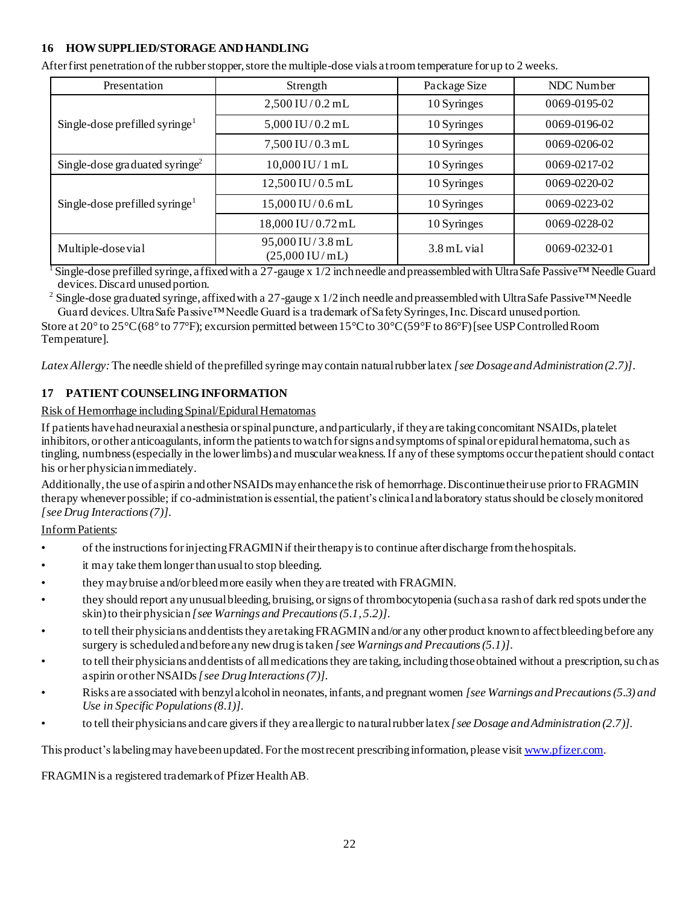## 16 HOW SUPPLIED/STORAGE AND HANDLING

After first penetration of the rubber stopper, store the multiple-dose vials at room temperature for up to 2 weeks.

| Presentation | Strength | Package Size | NDC Number |
|---|---|---|---|
| Single-dose prefilled syringe[1] | 2,500 IU / 0.2 mL | 10 Syringes | 0069-0195-02 |
| | 5,000 IU / 0.2 mL | 10 Syringes | 0069-0196-02 |
| | 7,500 IU / 0.3 mL | 10 Syringes | 0069-0206-02 |
| Single-dose graduated syringe[2] | 10,000 IU / 1 mL | 10 Syringes | 0069-0217-02 |
| Single-dose prefilled syringe[1] | 12,500 IU / 0.5 mL | 10 Syringes | 0069-0220-02 |
| | 15,000 IU / 0.6 mL | 10 Syringes | 0069-0223-02 |
| | 18,000 IU / 0.72 mL | 10 Syringes | 0069-0228-02 |
| Multiple-dose vial | 95,000 IU / 3.8 mL (25,000 IU / mL) | 3.8 mL vial | 0069-0232-01 |

[1] Single-dose prefilled syringe, affixed with a 27-gauge x 1/2 inch needle and preassembled with UltraSafe Passive™ Needle Guard devices. Discard unused portion.

[2] Single-dose graduated syringe, affixed with a 27-gauge x 1/2 inch needle and preassembled with UltraSafe Passive™ Needle Guard devices. UltraSafe Passive™ Needle Guard is a trademark of Safety Syringes, Inc. Discard unused portion.

Store at 20° to 25°C (68° to 77°F); excursion permitted between 15°C to 30°C (59°F to 86°F) [see USP Controlled Room Temperature].

*Latex Allergy:* The needle shield of the prefilled syringe may contain natural rubber latex *[see Dosage and Administration (2.7)]*.

## 17 PATIENT COUNSELING INFORMATION

Risk of Hemorrhage including Spinal/Epidural Hematomas

If patients have had neuraxial anesthesia or spinal puncture, and particularly, if they are taking concomitant NSAIDs, platelet inhibitors, or other anticoagulants, inform the patients to watch for signs and symptoms of spinal or epidural hematoma, such as tingling, numbness (especially in the lower limbs) and muscular weakness. If any of these symptoms occur the patient should contact his or her physician immediately.

Additionally, the use of aspirin and other NSAIDs may enhance the risk of hemorrhage. Discontinue their use prior to FRAGMIN therapy whenever possible; if co-administration is essential, the patient's clinical and laboratory status should be closely monitored *[see Drug Interactions (7)]*.

Inform Patients:

- of the instructions for injecting FRAGMIN if their therapy is to continue after discharge from the hospitals.
- it may take them longer than usual to stop bleeding.
- they may bruise and/or bleed more easily when they are treated with FRAGMIN.
- they should report any unusual bleeding, bruising, or signs of thrombocytopenia (such as a rash of dark red spots under the skin) to their physician *[see Warnings and Precautions (5.1, 5.2)]*.
- to tell their physicians and dentists they are taking FRAGMIN and/or any other product known to affect bleeding before any surgery is scheduled and before any new drug is taken *[see Warnings and Precautions (5.1)]*.
- to tell their physicians and dentists of all medications they are taking, including those obtained without a prescription, such as aspirin or other NSAIDs *[see Drug Interactions (7)]*.
- Risks are associated with benzyl alcohol in neonates, infants, and pregnant women *[see Warnings and Precautions (5.3) and Use in Specific Populations (8.1)]*.
- to tell their physicians and care givers if they are allergic to natural rubber latex *[see Dosage and Administration (2.7)]*.

This product's labeling may have been updated. For the most recent prescribing information, please visit www.pfizer.com.

FRAGMIN is a registered trademark of Pfizer Health AB.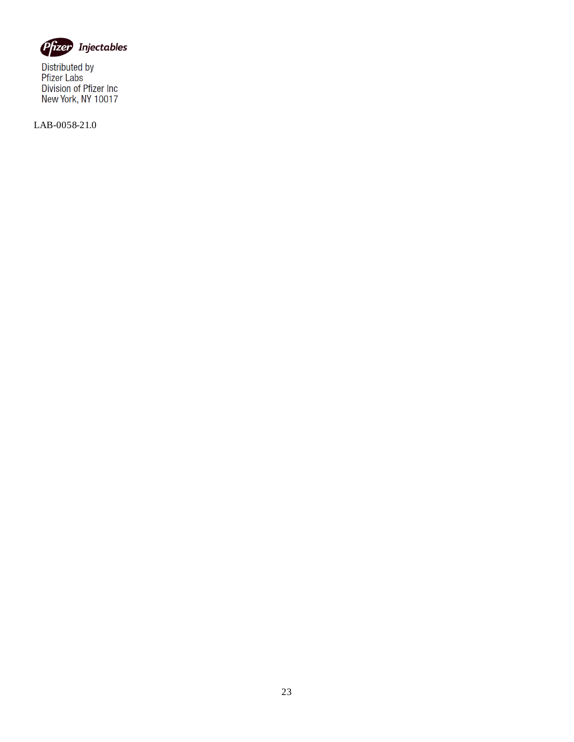Pfizer Injectables

Distributed by
Pfizer Labs
Division of Pfizer Inc
New York, NY 10017

LAB-0058-21.0